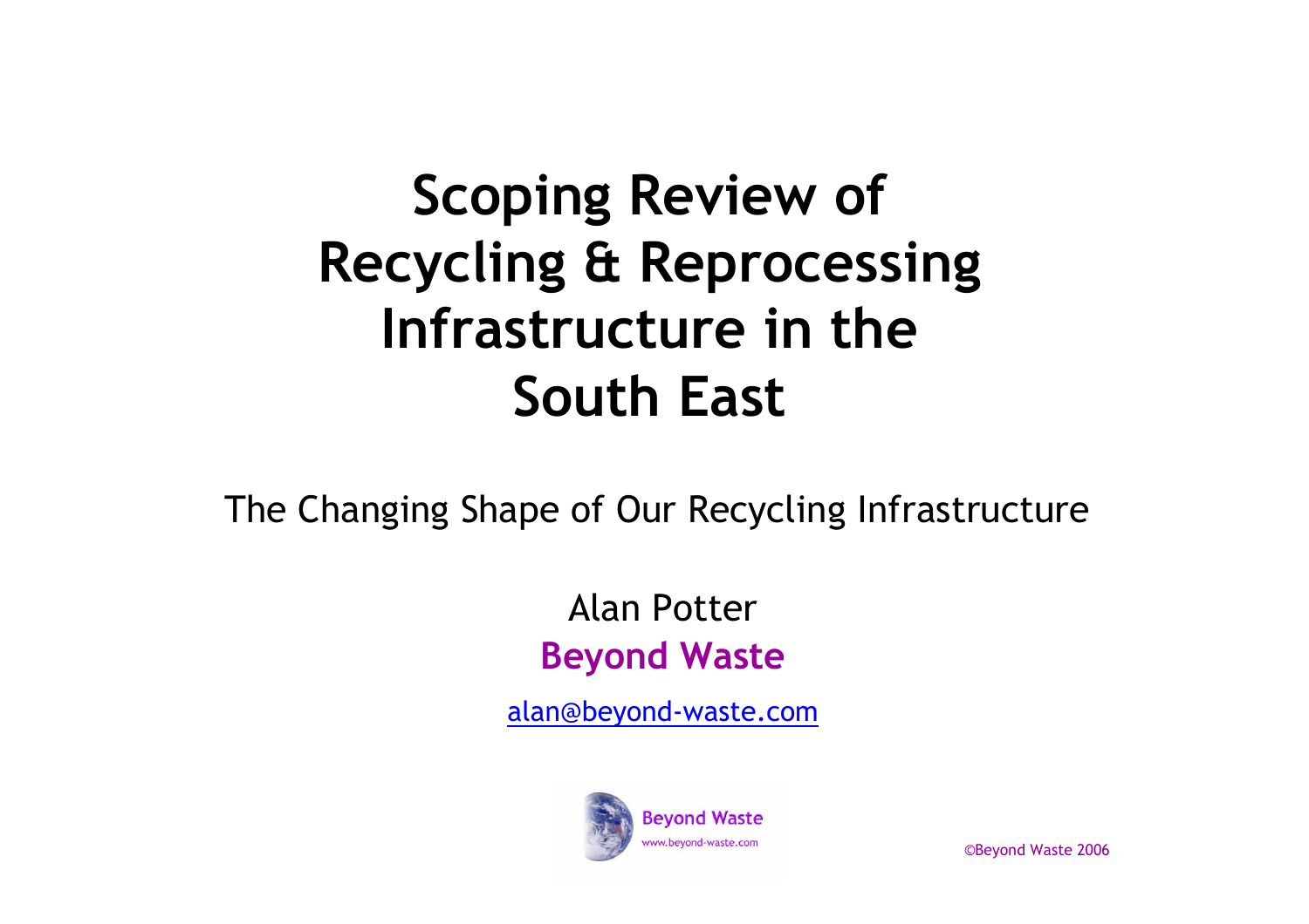# Scoping Review of Recycling & Reprocessing Infrastructure in the South East

The Changing Shape of Our Recycling Infrastructure

Alan Potter

**Beyond Waste**

alan@beyond-waste.com

Beyond Waste
www.beyond-waste.com

©Beyond Waste 2006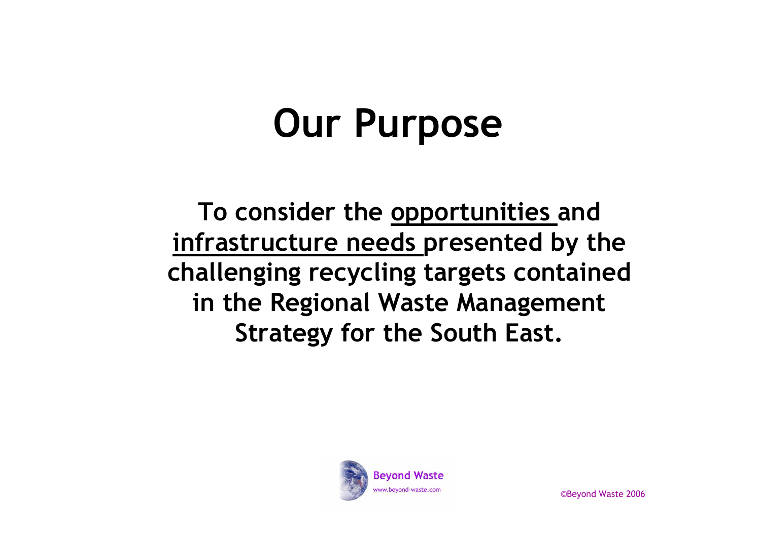# Our Purpose

**To consider the <u>opportunities</u> and <u>infrastructure needs</u> presented by the challenging recycling targets contained in the Regional Waste Management Strategy for the South East.**

Beyond Waste
www.beyond-waste.com

©Beyond Waste 2006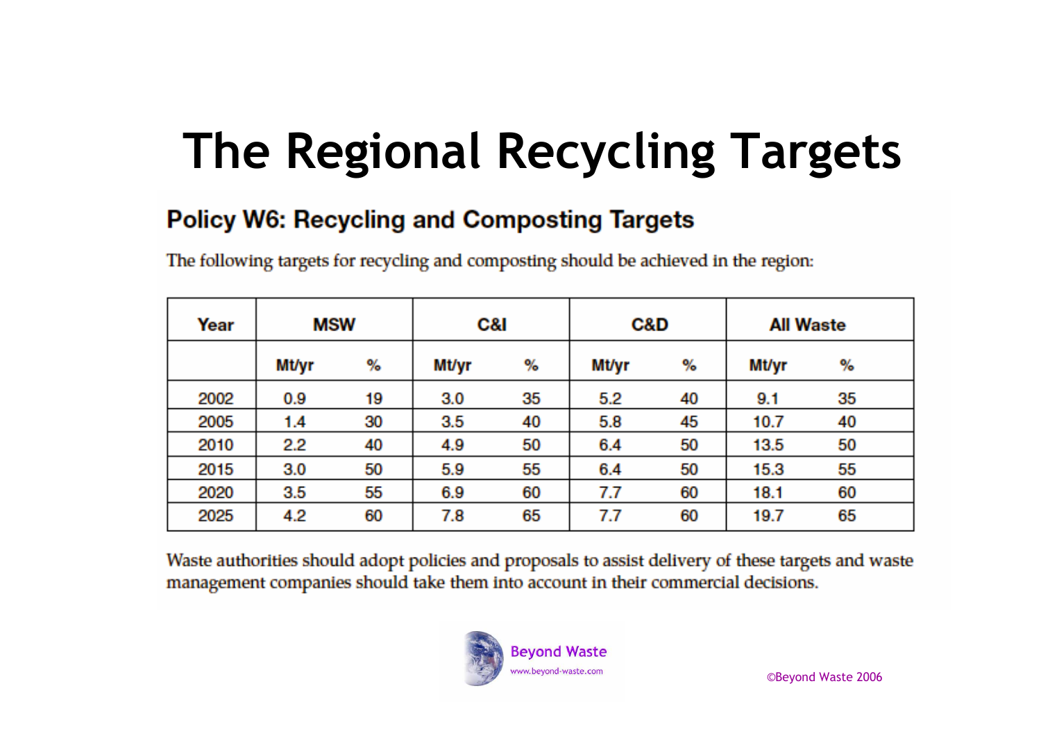# The Regional Recycling Targets

## Policy W6: Recycling and Composting Targets

The following targets for recycling and composting should be achieved in the region:

| Year | MSW | | C&I | | C&D | | All Waste | |
|---|---|---|---|---|---|---|---|---|
| | Mt/yr | % | Mt/yr | % | Mt/yr | % | Mt/yr | % |
| 2002 | 0.9 | 19 | 3.0 | 35 | 5.2 | 40 | 9.1 | 35 |
| 2005 | 1.4 | 30 | 3.5 | 40 | 5.8 | 45 | 10.7 | 40 |
| 2010 | 2.2 | 40 | 4.9 | 50 | 6.4 | 50 | 13.5 | 50 |
| 2015 | 3.0 | 50 | 5.9 | 55 | 6.4 | 50 | 15.3 | 55 |
| 2020 | 3.5 | 55 | 6.9 | 60 | 7.7 | 60 | 18.1 | 60 |
| 2025 | 4.2 | 60 | 7.8 | 65 | 7.7 | 60 | 19.7 | 65 |

Waste authorities should adopt policies and proposals to assist delivery of these targets and waste management companies should take them into account in their commercial decisions.

Beyond Waste
www.beyond-waste.com

©Beyond Waste 2006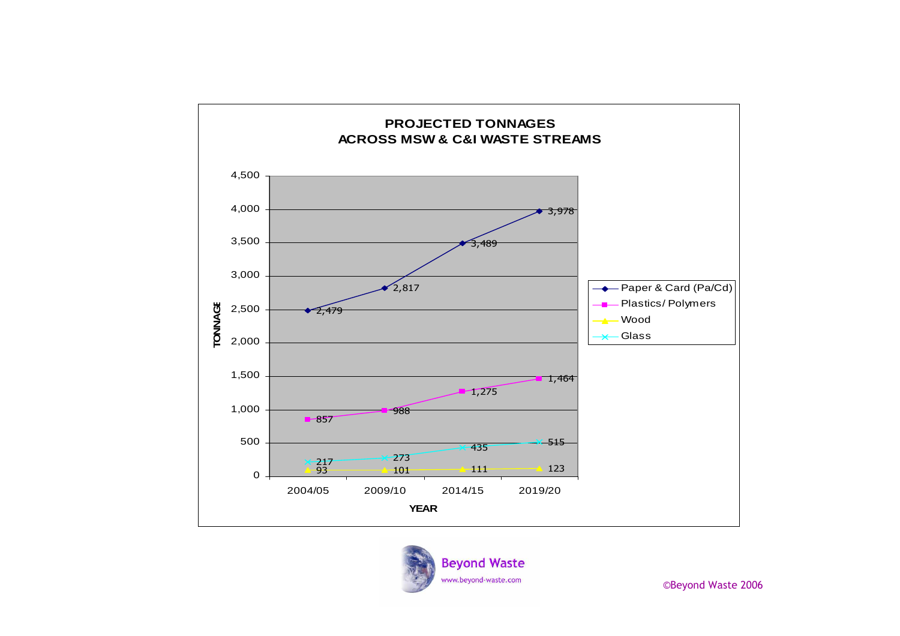PROJECTED TONNAGES
ACROSS MSW & C&I WASTE STREAMS

TONNAGE

4,500
4,000
3,500
3,000
2,500
2,000
1,500
1,000
500
0

2004/05
2009/10
2014/15
2019/20

YEAR

2,479
2,817
3,489
3,978

857
988
1,275
1,464

217
273
435
515

93
101
111
123

Paper & Card (Pa/Cd)
Plastics/ Polymers
Wood
Glass

Beyond Waste
www.beyond-waste.com

©Beyond Waste 2006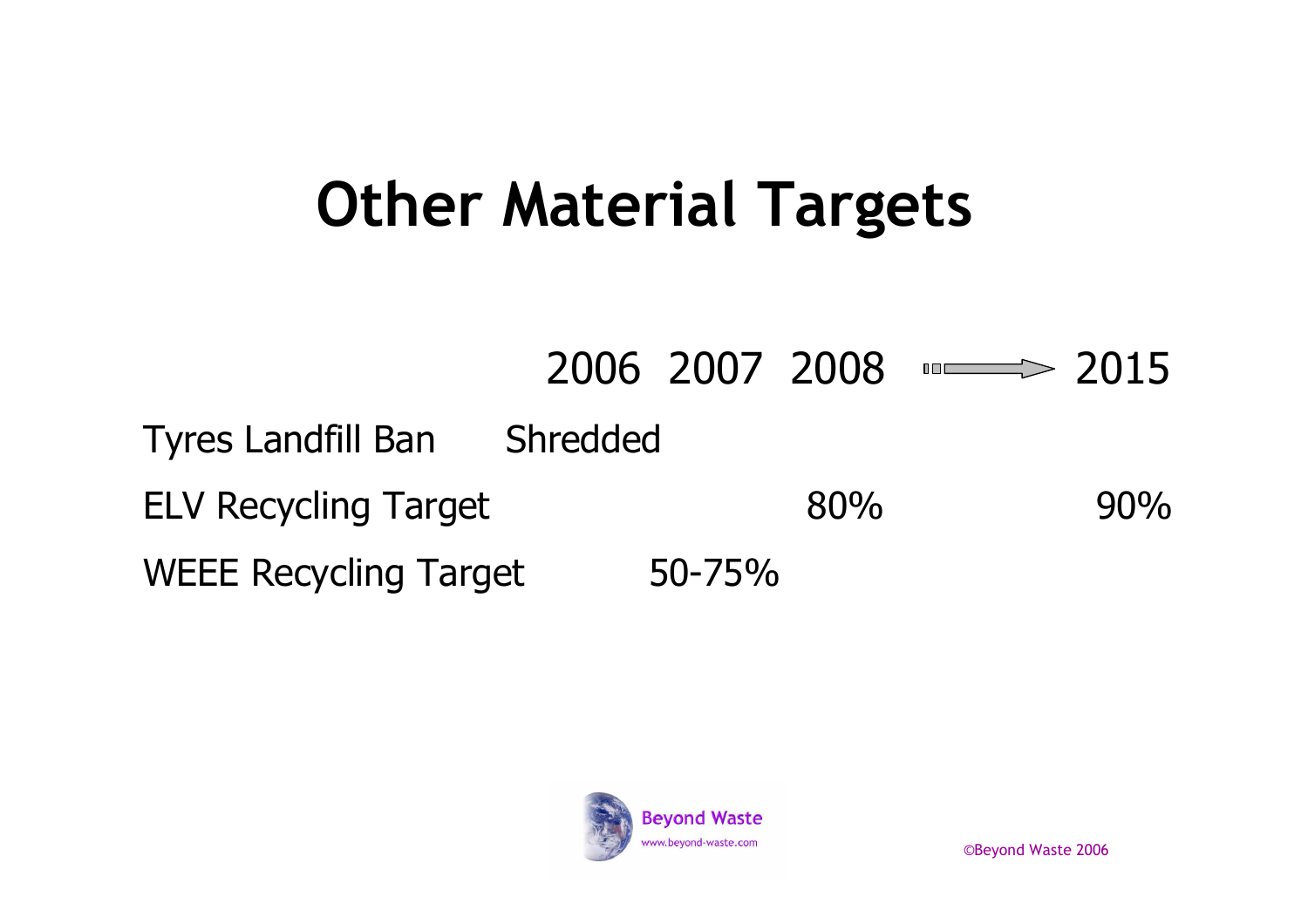# Other Material Targets

| | 2006 | 2007 | 2008 | → 2015 |
|---|---|---|---|---|
| Tyres Landfill Ban | Shredded | | | |
| ELV Recycling Target | | | 80% | 90% |
| WEEE Recycling Target | | 50-75% | | |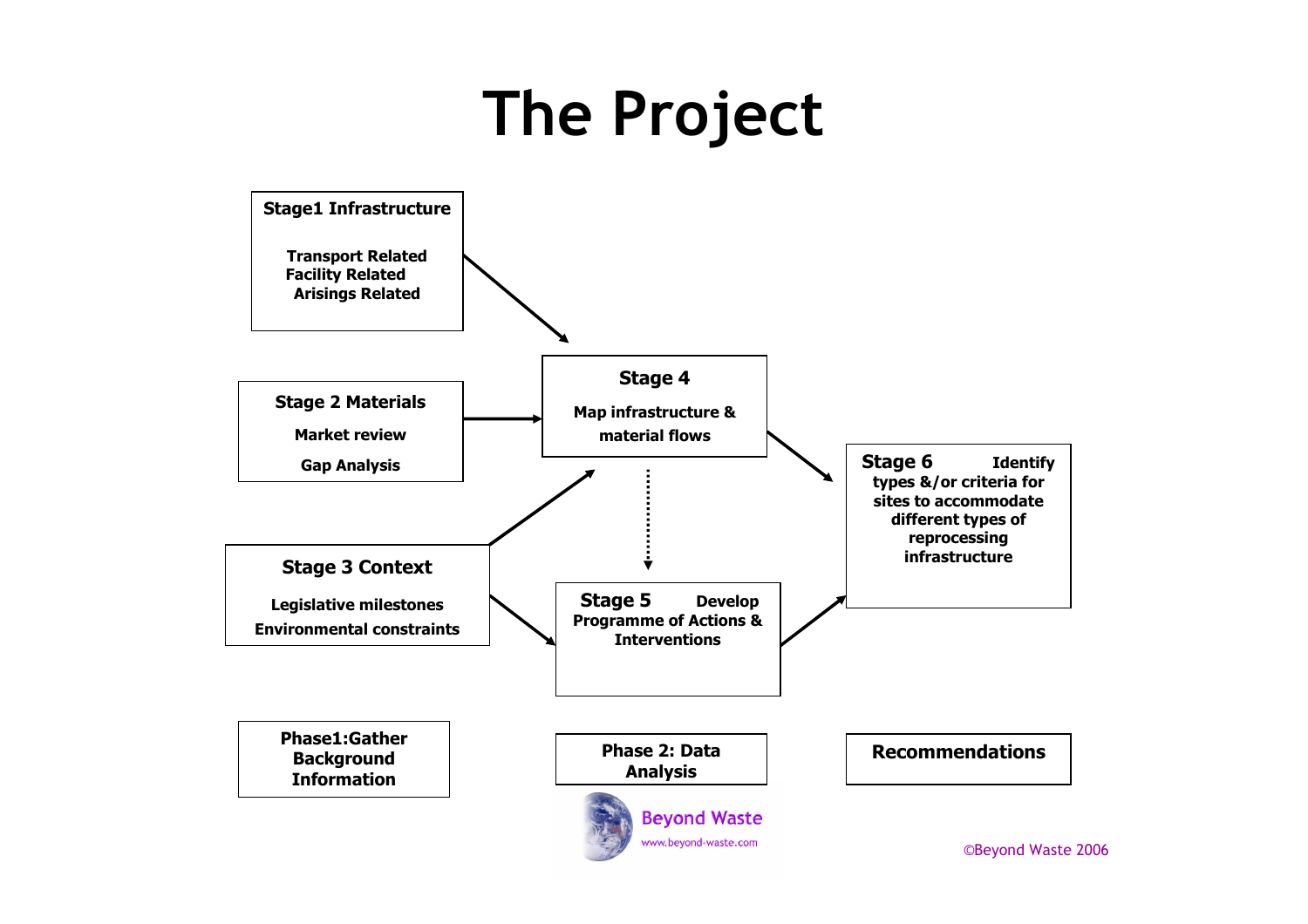# The Project

**Stage1 Infrastructure**

**Transport Related**
**Facility Related**
**Arisings Related**

**Stage 2 Materials**

**Market review**

**Gap Analysis**

**Stage 3 Context**

**Legislative milestones**
**Environmental constraints**

**Stage 4**

**Map infrastructure & material flows**

**Stage 5** **Develop Programme of Actions & Interventions**

**Stage 6** **Identify types &/or criteria for sites to accommodate different types of reprocessing infrastructure**

**Phase1:Gather Background Information**

**Phase 2: Data Analysis**

**Recommendations**

Beyond Waste
www.beyond-waste.com

©Beyond Waste 2006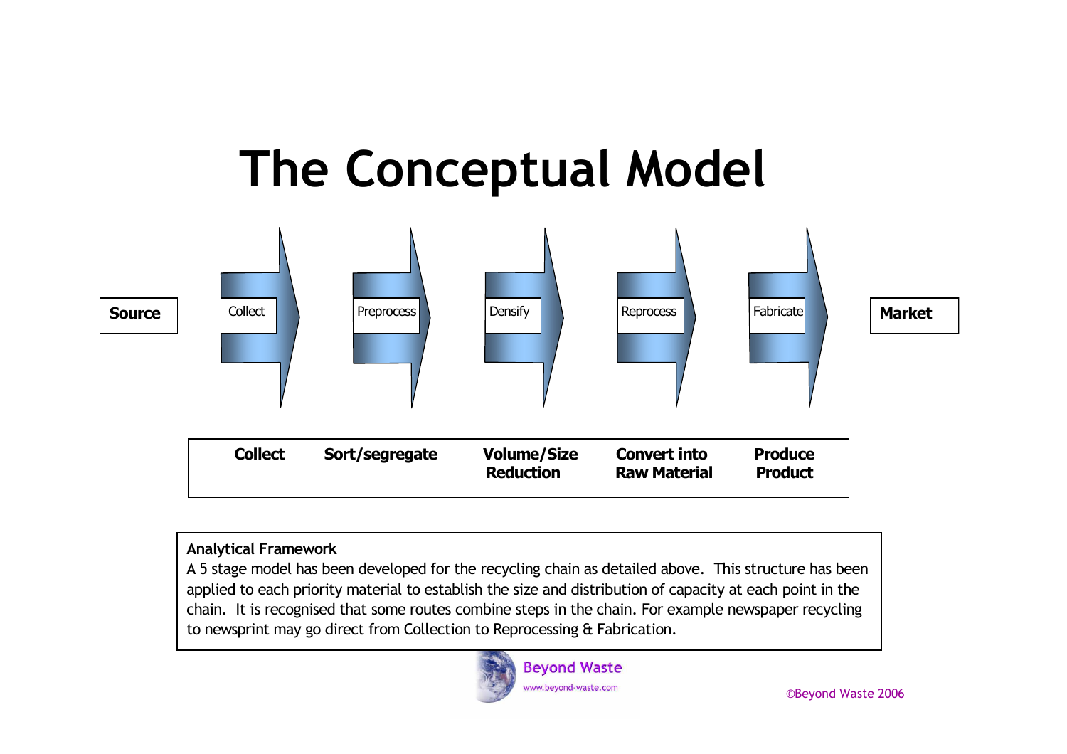# The Conceptual Model

Source

Collect

Preprocess

Densify

Reprocess

Fabricate

Market

**Collect**

**Sort/segregate**

**Volume/Size Reduction**

**Convert into Raw Material**

**Produce Product**

**Analytical Framework**
A 5 stage model has been developed for the recycling chain as detailed above. This structure has been applied to each priority material to establish the size and distribution of capacity at each point in the chain. It is recognised that some routes combine steps in the chain. For example newspaper recycling to newsprint may go direct from Collection to Reprocessing & Fabrication.

Beyond Waste
www.beyond-waste.com

©Beyond Waste 2006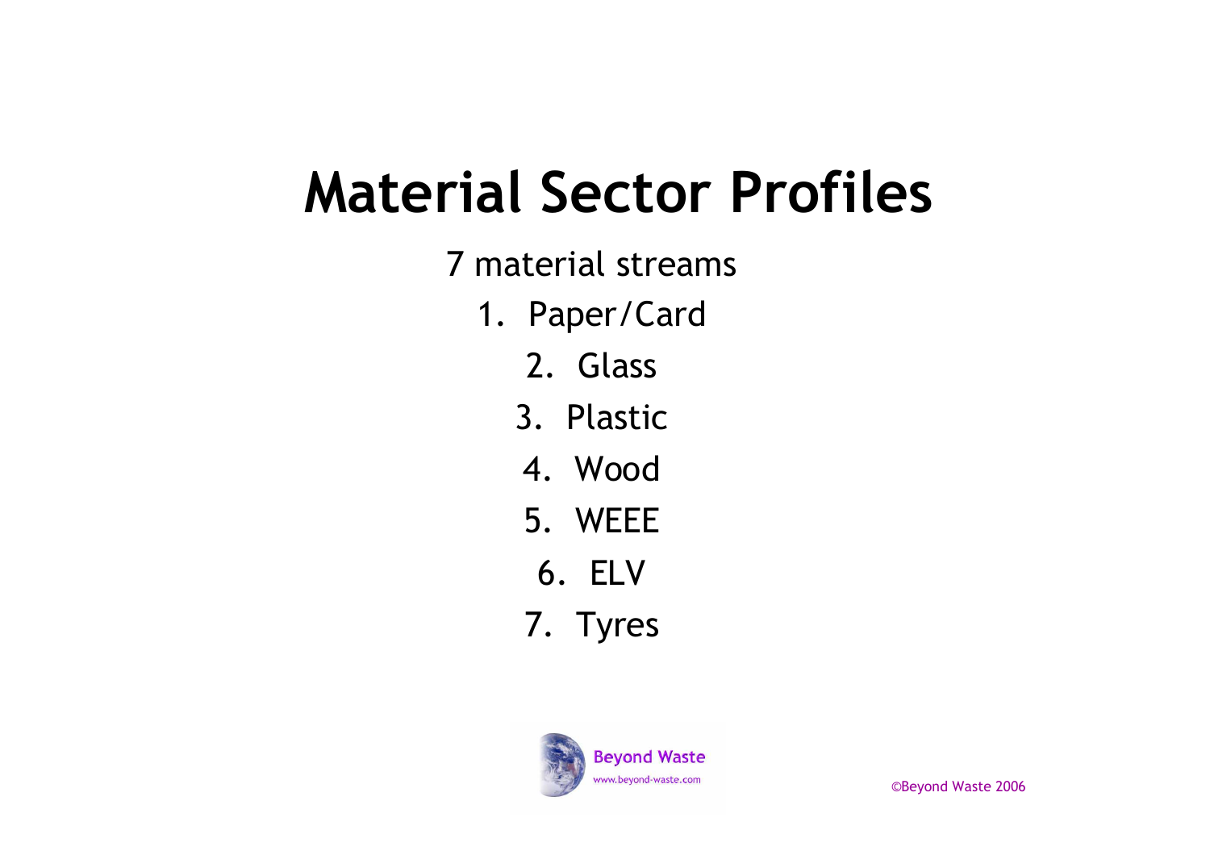# Material Sector Profiles

7 material streams

1. Paper/Card
2. Glass
3. Plastic
4. Wood
5. WEEE
6. ELV
7. Tyres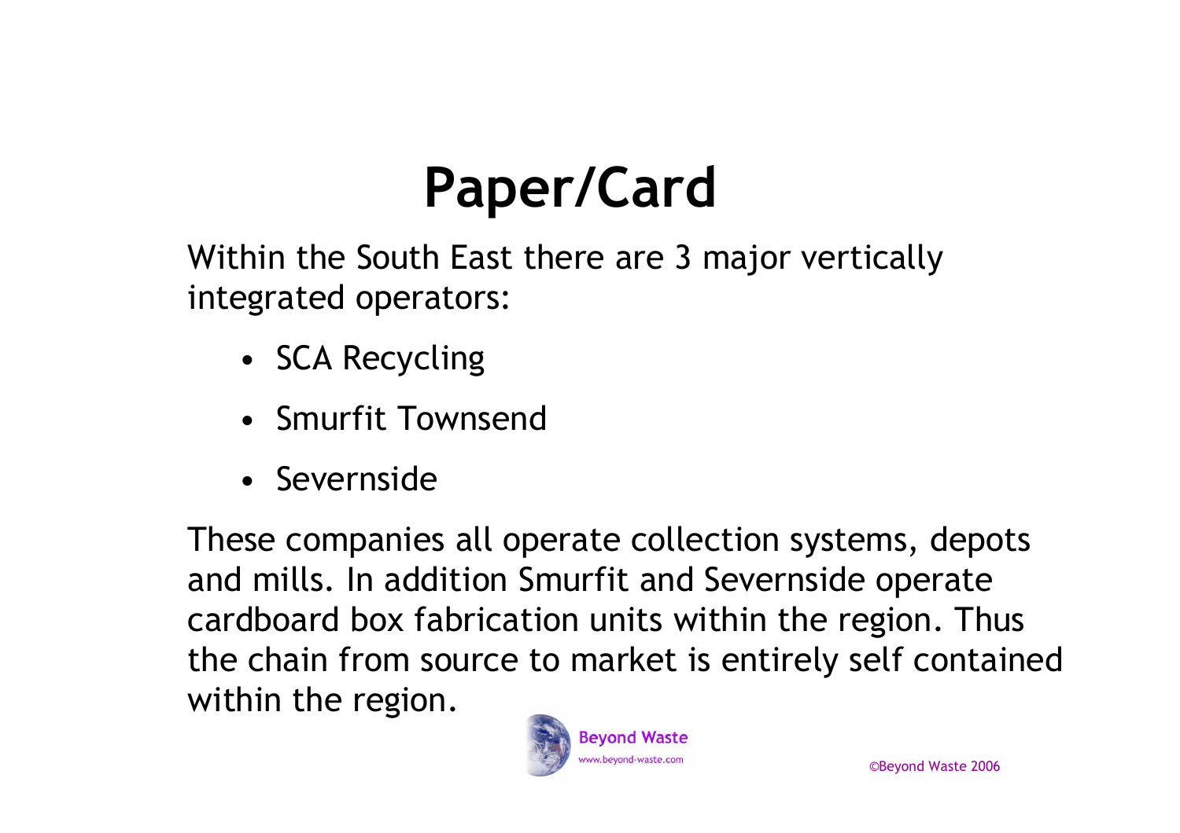# Paper/Card

Within the South East there are 3 major vertically integrated operators:

- SCA Recycling
- Smurfit Townsend
- Severnside

These companies all operate collection systems, depots and mills. In addition Smurfit and Severnside operate cardboard box fabrication units within the region. Thus the chain from source to market is entirely self contained within the region.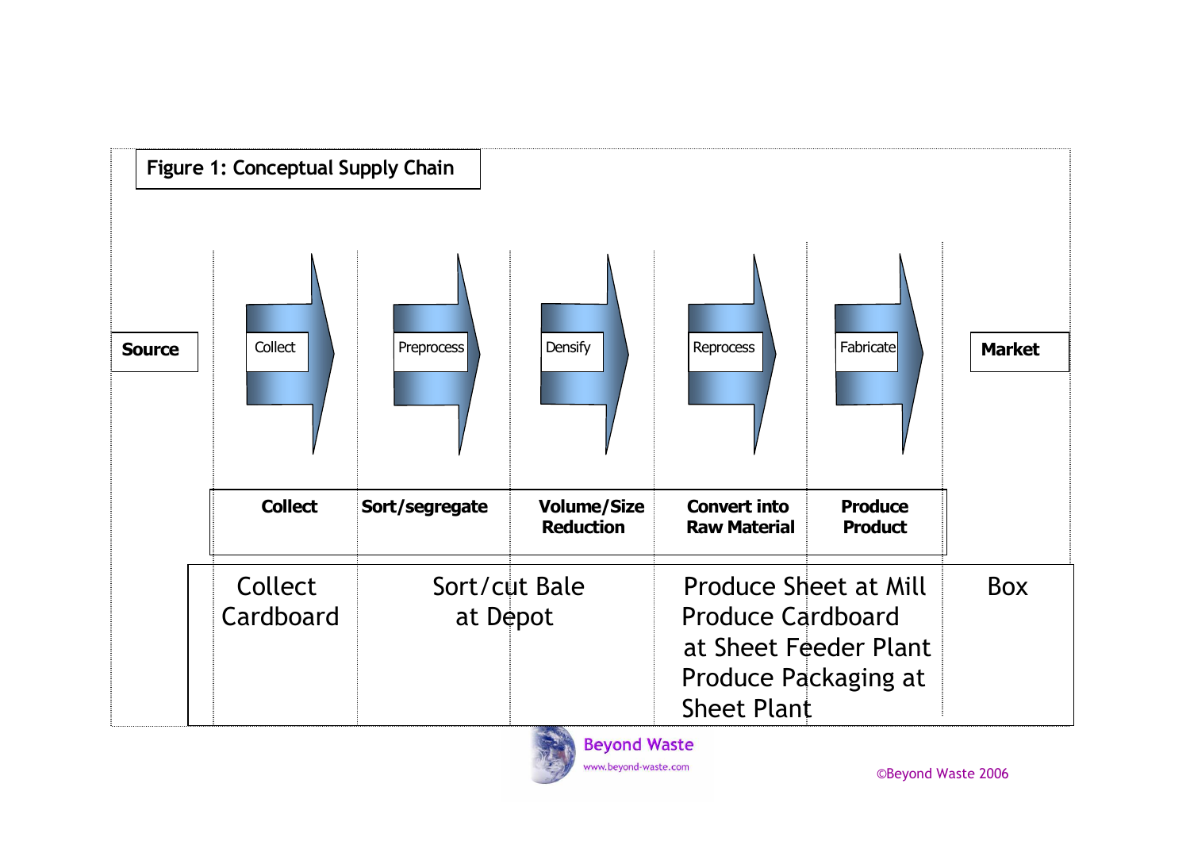**Figure 1: Conceptual Supply Chain**

Source

Collect

Preprocess

Densify

Reprocess

Fabricate

Market

**Collect**

**Sort/segregate**

**Volume/Size Reduction**

**Convert into Raw Material**

**Produce Product**

Collect Cardboard

Sort/cut Bale at Depot

Produce Sheet at Mill
Produce Cardboard at Sheet Feeder Plant
Produce Packaging at Sheet Plant

Box

Beyond Waste
www.beyond-waste.com

©Beyond Waste 2006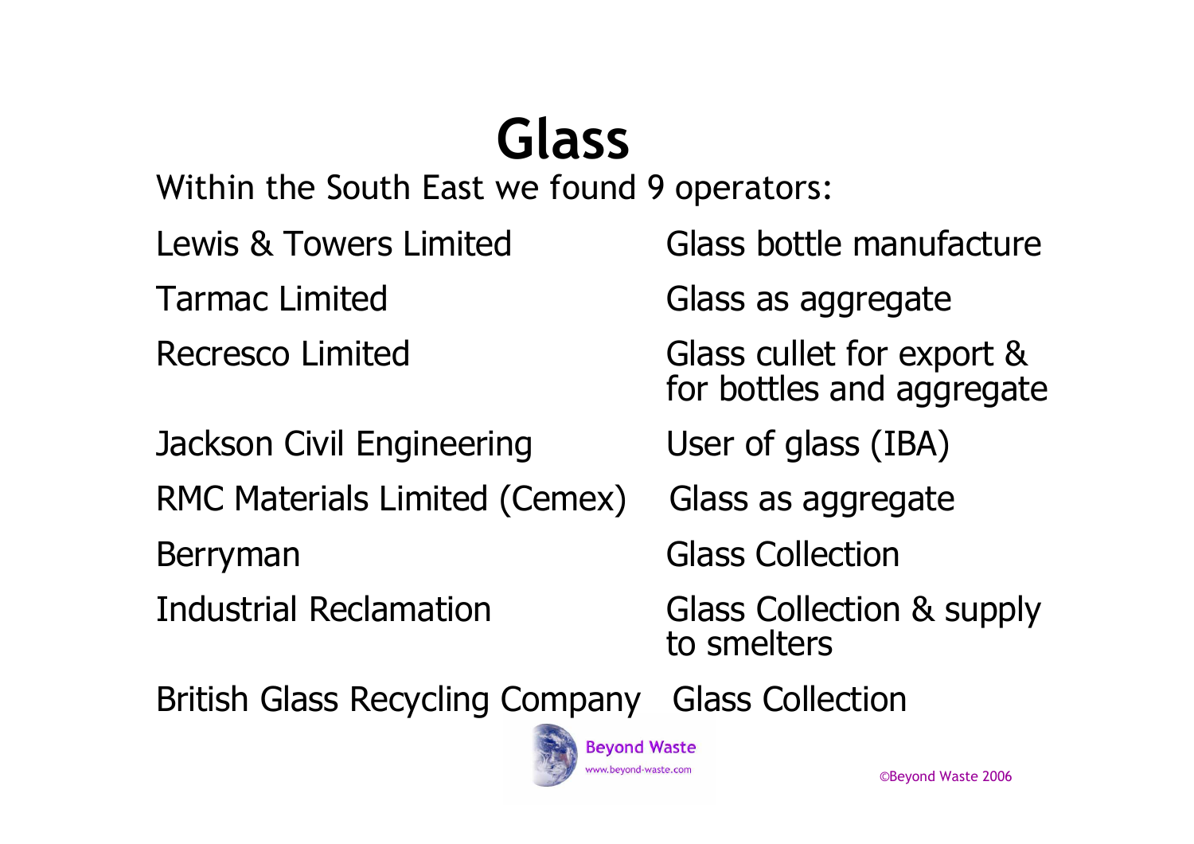# Glass

Within the South East we found 9 operators:

| | |
|---|---|
| Lewis & Towers Limited | Glass bottle manufacture |
| Tarmac Limited | Glass as aggregate |
| Recresco Limited | Glass cullet for export & for bottles and aggregate |
| Jackson Civil Engineering | User of glass (IBA) |
| RMC Materials Limited (Cemex) | Glass as aggregate |
| Berryman | Glass Collection |
| Industrial Reclamation | Glass Collection & supply to smelters |
| British Glass Recycling Company | Glass Collection |

Beyond Waste
www.beyond-waste.com

©Beyond Waste 2006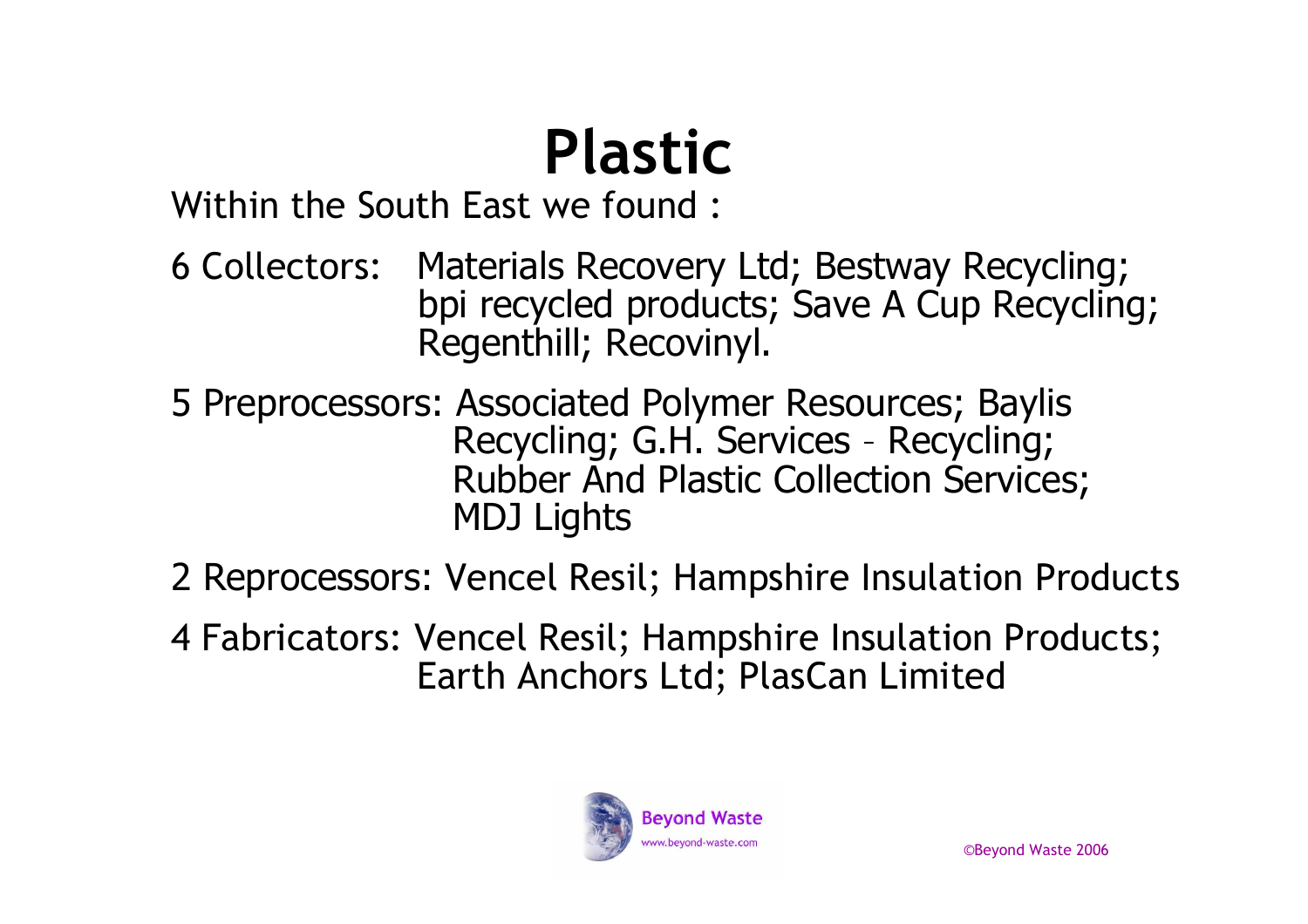# Plastic

Within the South East we found :

6 Collectors: Materials Recovery Ltd; Bestway Recycling; bpi recycled products; Save A Cup Recycling; Regenthill; Recovinyl.

5 Preprocessors: Associated Polymer Resources; Baylis Recycling; G.H. Services – Recycling; Rubber And Plastic Collection Services; MDJ Lights

2 Reprocessors: Vencel Resil; Hampshire Insulation Products

4 Fabricators: Vencel Resil; Hampshire Insulation Products; Earth Anchors Ltd; PlasCan Limited

Beyond Waste
www.beyond-waste.com

©Beyond Waste 2006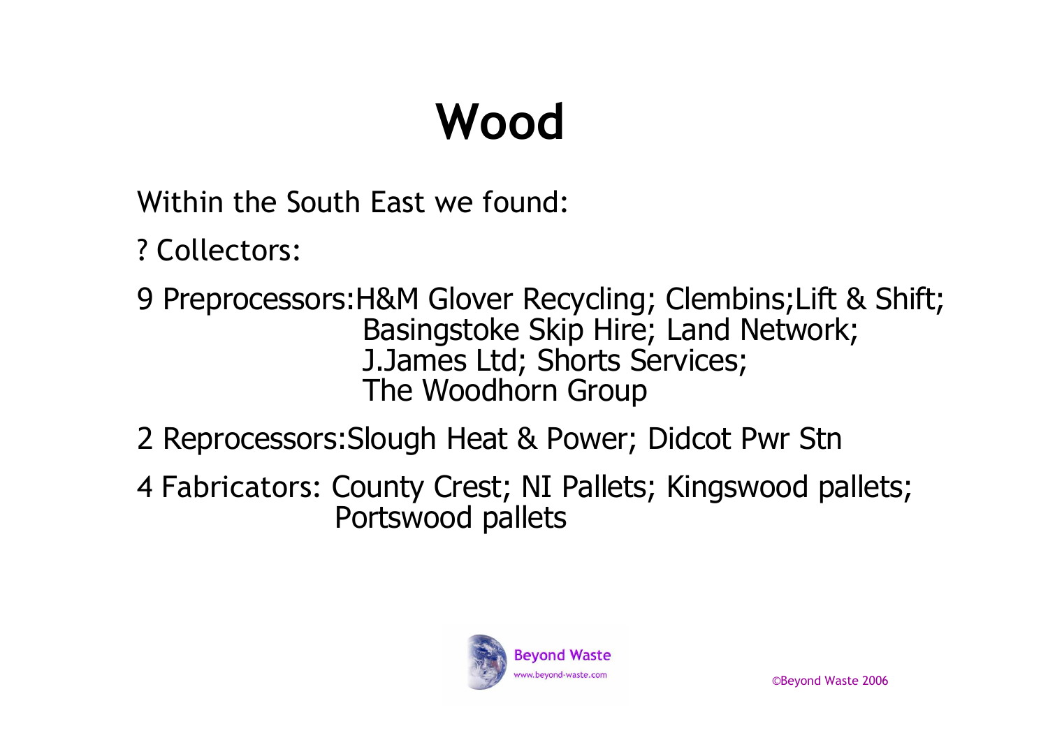# Wood

Within the South East we found:

? Collectors:

9 Preprocessors:H&M Glover Recycling; Clembins;Lift & Shift; Basingstoke Skip Hire; Land Network; J.James Ltd; Shorts Services; The Woodhorn Group

2 Reprocessors:Slough Heat & Power; Didcot Pwr Stn

4 Fabricators: County Crest; NI Pallets; Kingswood pallets; Portswood pallets

Beyond Waste
www.beyond-waste.com

©Beyond Waste 2006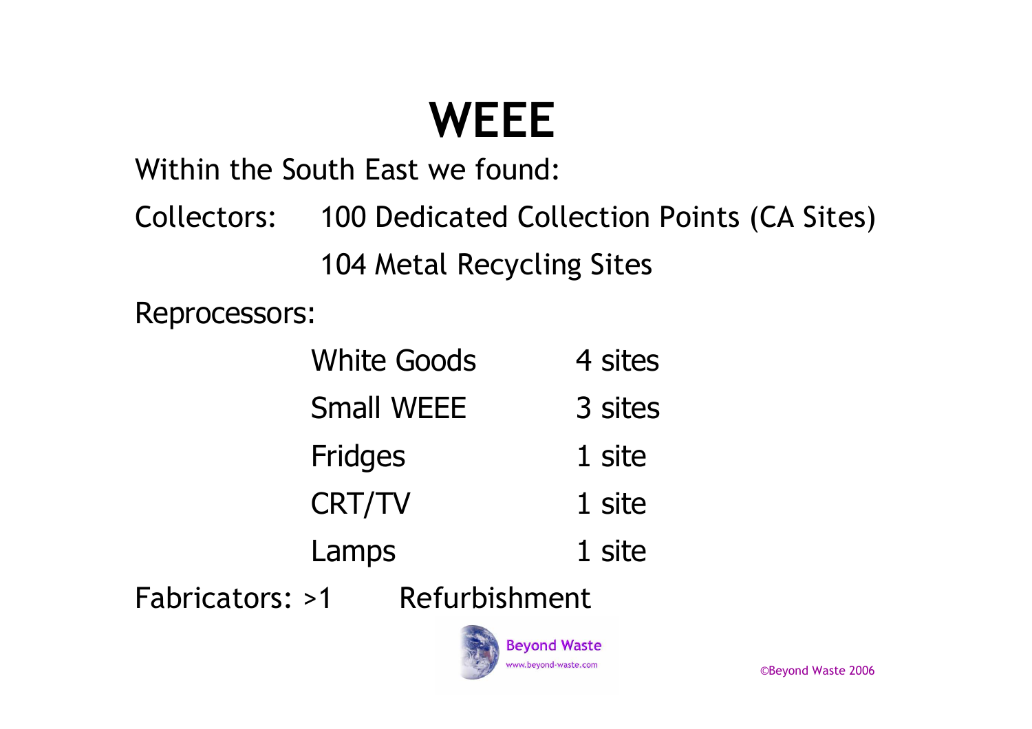# WEEE

Within the South East we found:

Collectors: 100 Dedicated Collection Points (CA Sites)

104 Metal Recycling Sites

Reprocessors:

| | |
|---|---|
| White Goods | 4 sites |
| Small WEEE | 3 sites |
| Fridges | 1 site |
| CRT/TV | 1 site |
| Lamps | 1 site |

Fabricators: >1 Refurbishment

Beyond Waste
www.beyond-waste.com

©Beyond Waste 2006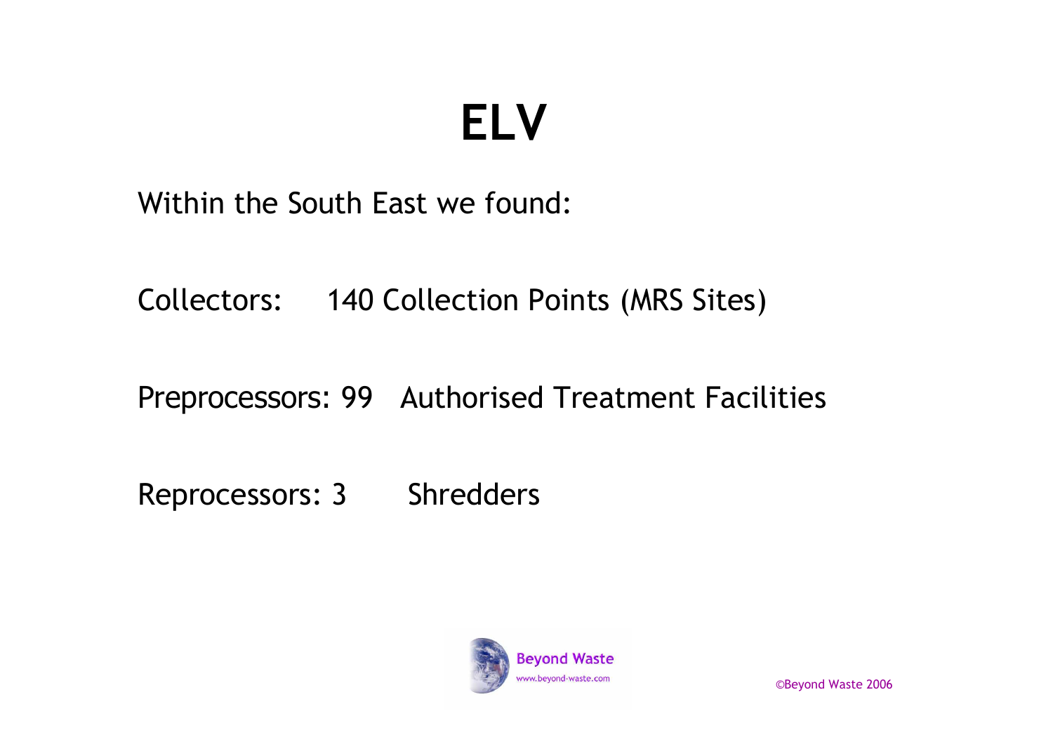# ELV

Within the South East we found:

Collectors: 140 Collection Points (MRS Sites)

Preprocessors: 99 Authorised Treatment Facilities

Reprocessors: 3 Shredders

Beyond Waste
www.beyond-waste.com

©Beyond Waste 2006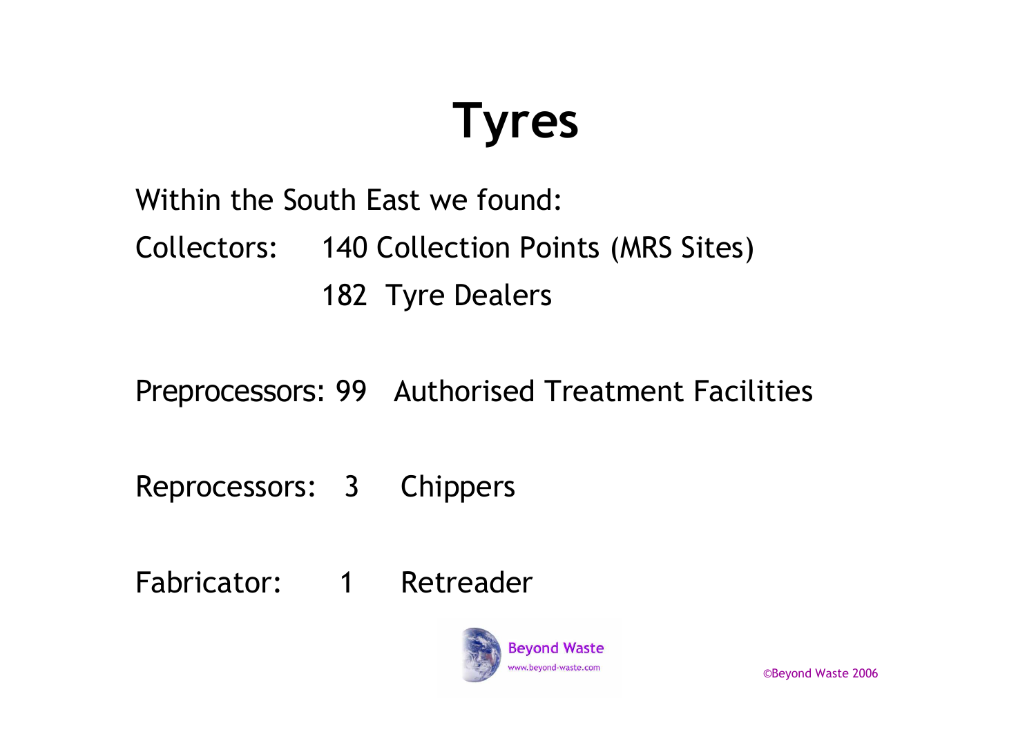# Tyres

Within the South East we found:

Collectors: 140 Collection Points (MRS Sites)

182 Tyre Dealers

Preprocessors: 99 Authorised Treatment Facilities

Reprocessors: 3 Chippers

Fabricator: 1 Retreader

Beyond Waste
www.beyond-waste.com

©Beyond Waste 2006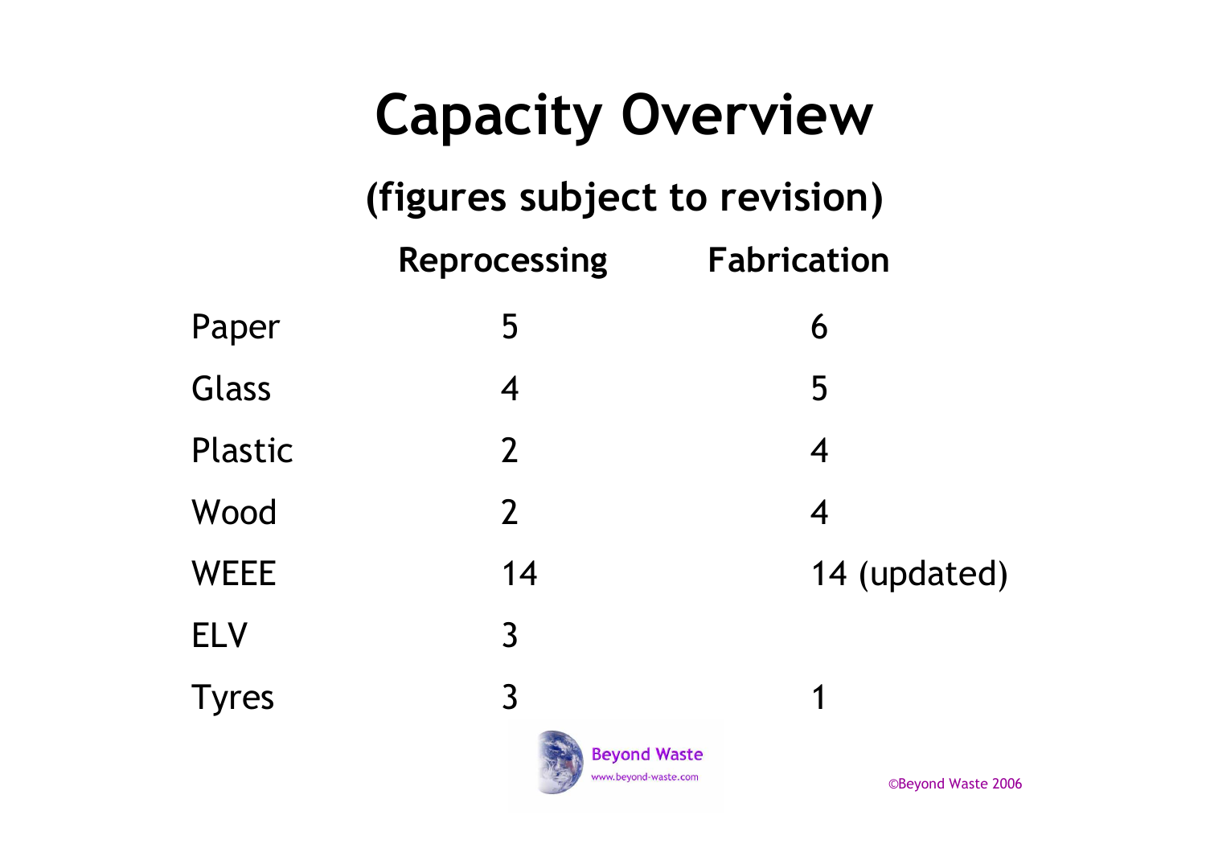# Capacity Overview

## (figures subject to revision)

| | Reprocessing | Fabrication |
|---|---|---|
| Paper | 5 | 6 |
| Glass | 4 | 5 |
| Plastic | 2 | 4 |
| Wood | 2 | 4 |
| WEEE | 14 | 14 (updated) |
| ELV | 3 | |
| Tyres | 3 | 1 |

Beyond Waste
www.beyond-waste.com

©Beyond Waste 2006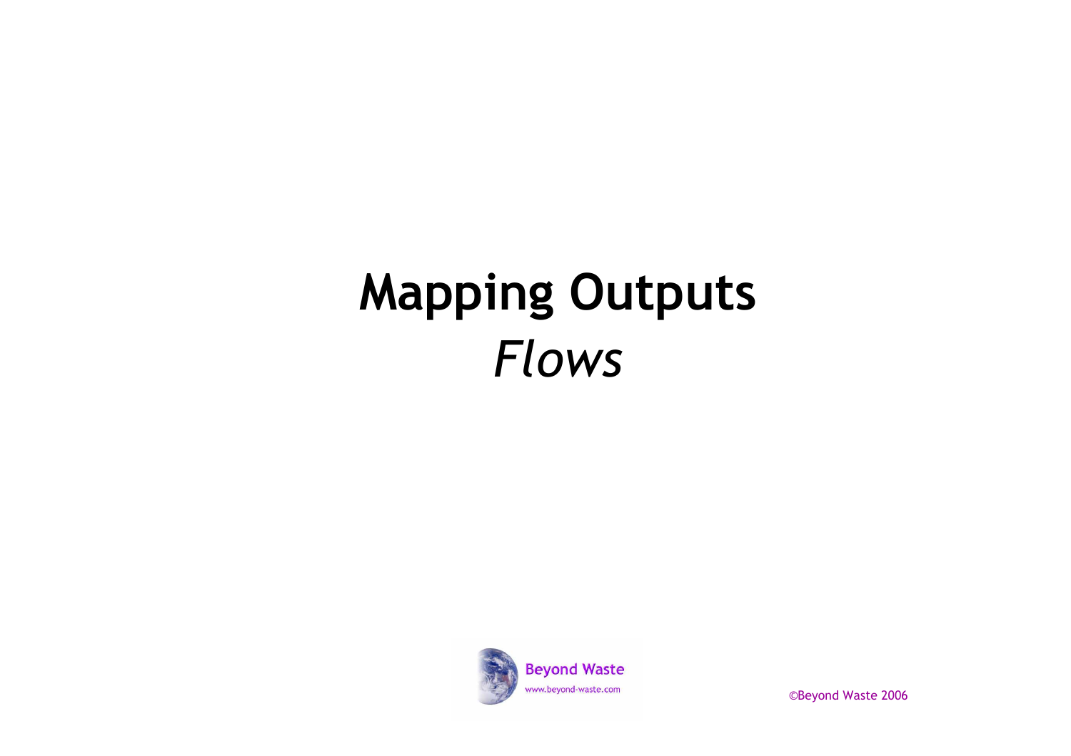# Mapping Outputs

*Flows*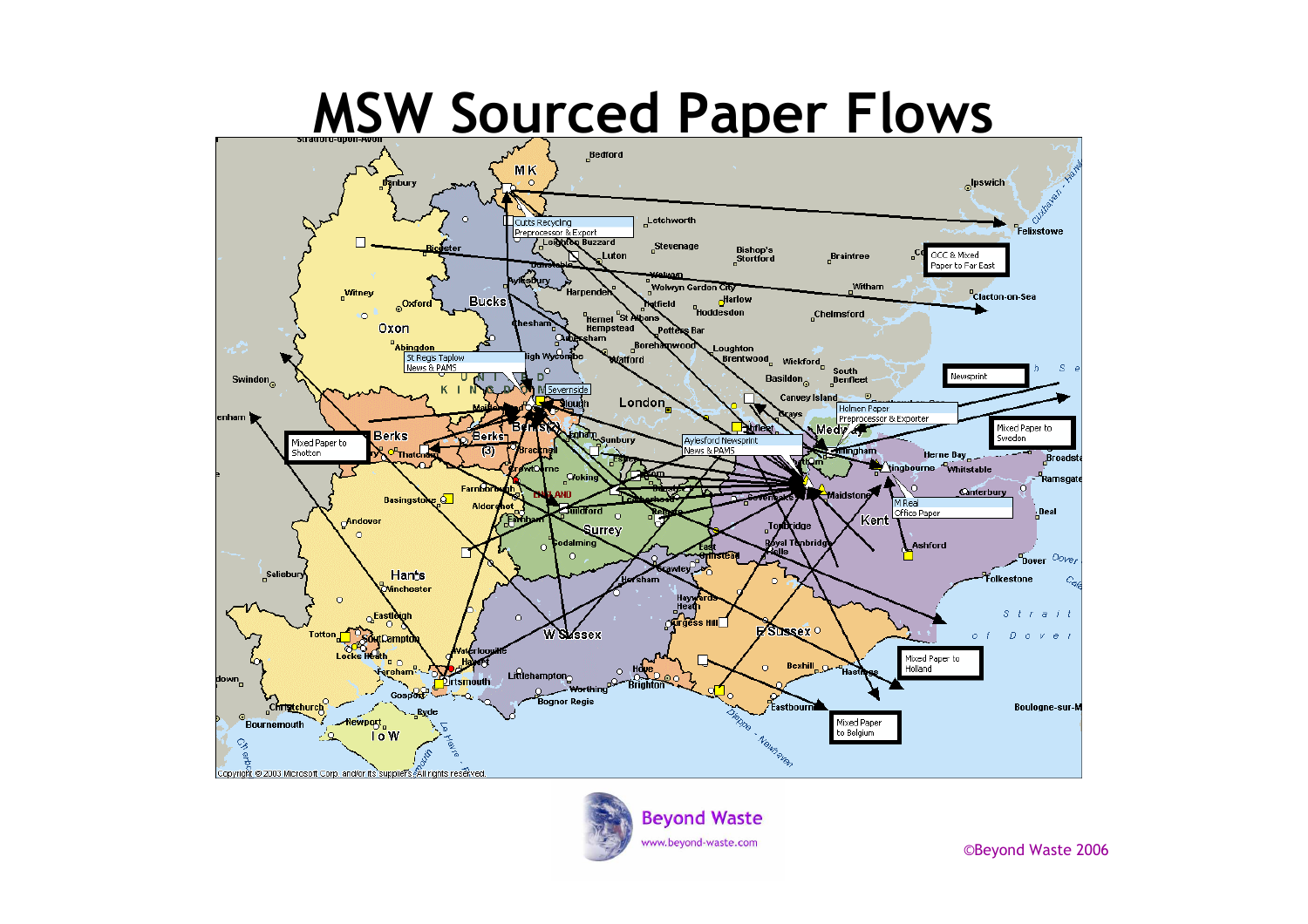# MSW Sourced Paper Flows

Cutts Recycling
Preprocessor & Export

OCC & Mixed
Paper to Far East

St Regis Taplow
News & PAMS

Severnside

Newsprint

Holmen Paper
Preprocessor & Exporter

Mixed Paper to
Sweden

Mixed Paper to
Shotton

Aylesford Newsprint
News & PAMS

M Real
Office Paper

Mixed Paper to
Holland

Mixed Paper
to Belgium

Copyright © 2003 Microsoft Corp. and/or its suppliers. All rights reserved.

Beyond Waste
www.beyond-waste.com

©Beyond Waste 2006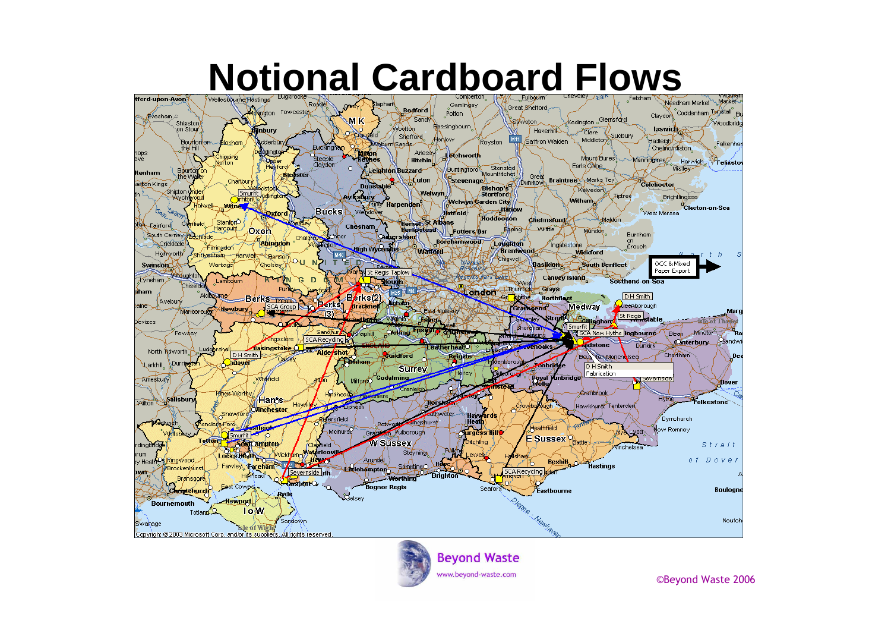# Notional Cardboard Flows

Smurfit

St Regis Taplow

SCA Group

SCA Recycling

D H Smith

Smurfit

Severnside

SCA Recycling

D H Smith

St Regis

Smurfit

SCA New Hythe

D H Smith Fabrication

Severnside

OCC & Mixed Paper Export

Berks

Berks(2)

Berks (3)

Bucks

Oxon

Hants

Surrey

W Sussex

E Sussex

Medway

M K

I o W

Beyond Waste

www.beyond-waste.com

©Beyond Waste 2006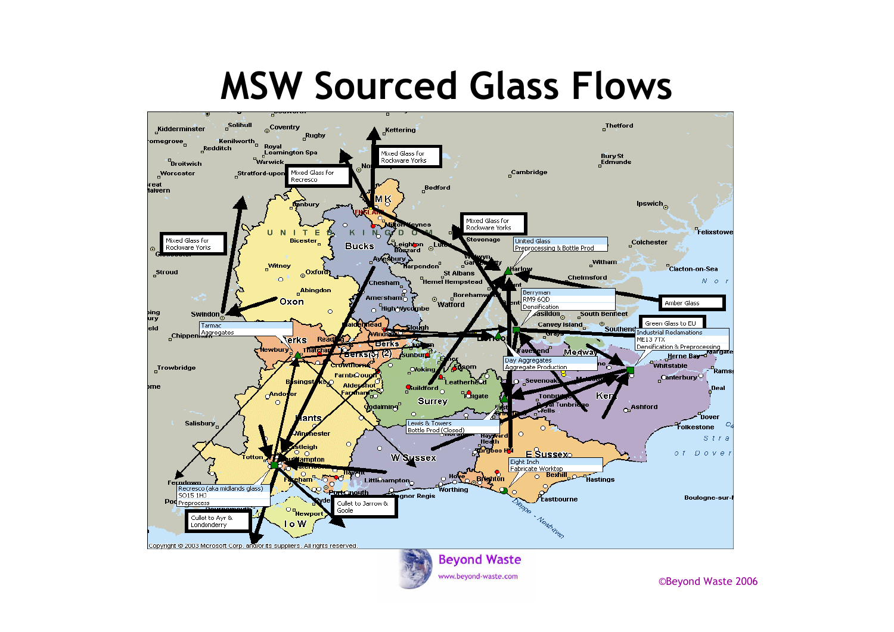# MSW Sourced Glass Flows

Mixed Glass for Rockware Yorks

Mixed Glass for Recresco

Mixed Glass for Rockware Yorks

Mixed Glass for Rockware Yorks

United Glass
Preprocessing & Bottle Prod

Berryman
RM9 6QD
Densification

Amber Glass

Green Glass to EU

Industrial Reclamations
ME13 7TX
Densification & Preprocessing

Tarmac
Aggregates

Day Aggregates
Aggregate Production

Lewis & Towers
Bottle Prod (Closed)

Eight Inch
Fabricate Worktop

Recresco (aka midlands glass)
SO15 1HJ
Preprocess

Cullet to Ayr & Londonderry

Cullet to Jarrow & Goole

Copyright © 2003 Microsoft Corp. and/or its suppliers. All rights reserved.

Beyond Waste
www.beyond-waste.com

©Beyond Waste 2006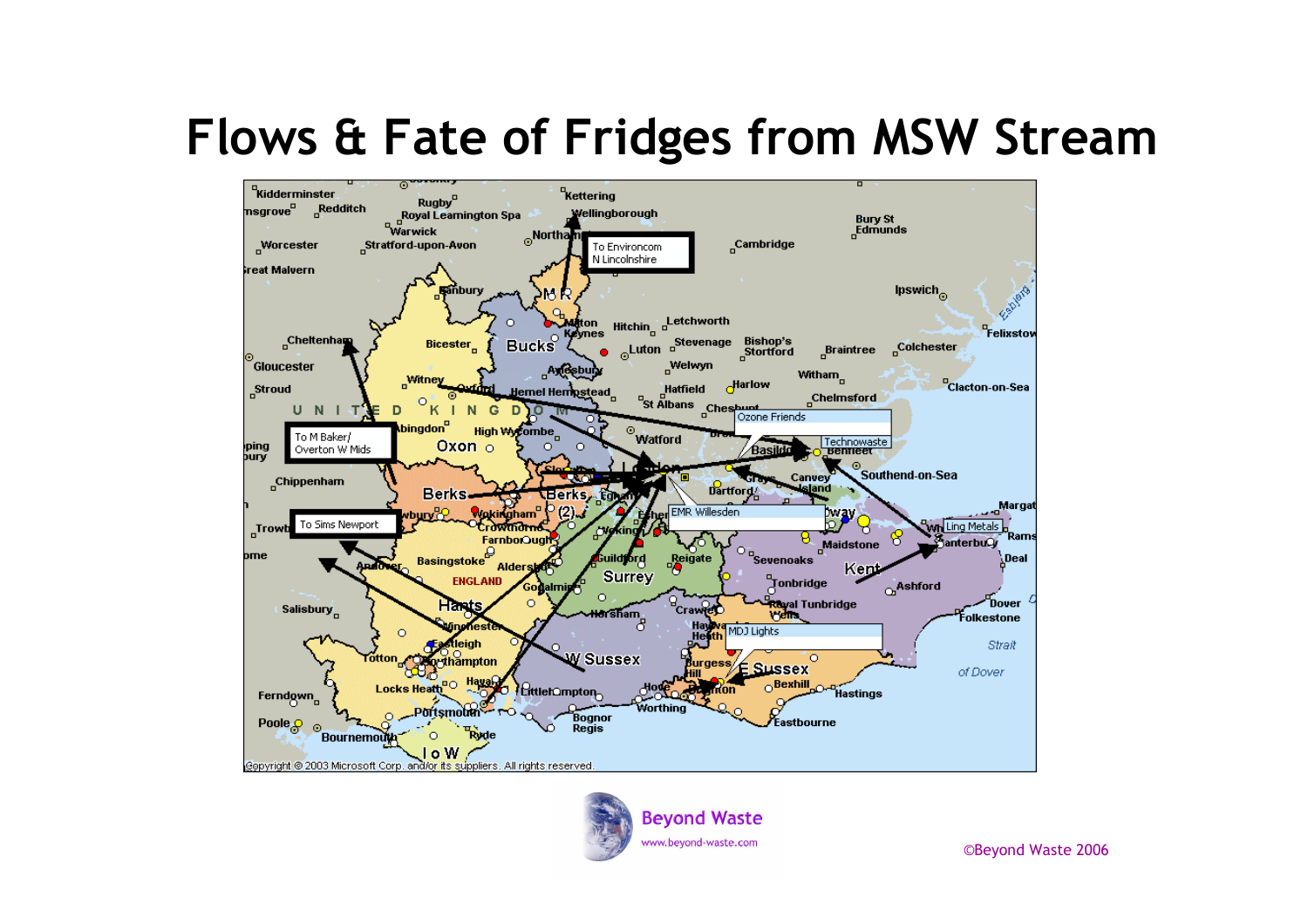# Flows & Fate of Fridges from MSW Stream

To Environcom N Lincolnshire

To M Baker/ Overton W Mids

To Sims Newport

Ozone Friends

Technowaste

EMR Willesden

Ling Metals

MDJ Lights

Copyright © 2003 Microsoft Corp. and/or its suppliers. All rights reserved.

Beyond Waste
www.beyond-waste.com

©Beyond Waste 2006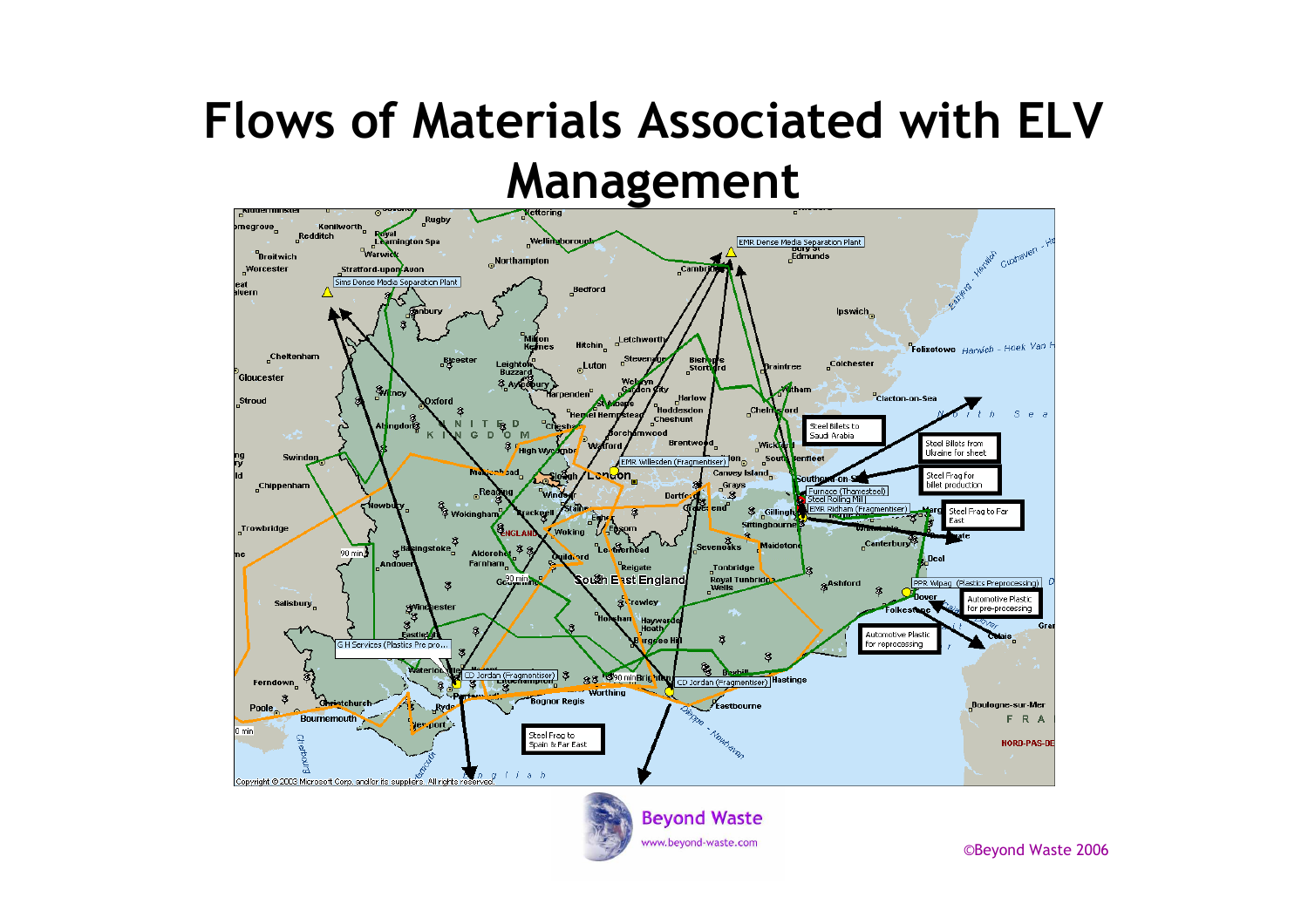# Flows of Materials Associated with ELV Management

EMR Dense Media Separation Plant

Sims Dense Media Separation Plant

Steel Billets to Saudi Arabia

Steel Billets from Ukraine for sheet

Steel Frag for billet production

Steel Frag to Far East

Furnace (Thamesteel)

Steel Rolling Mill

EMR Ridham (Fragmentiser)

EMR Willesden (Fragmentiser)

PPR Wipag (Plastics Preprocessing)

Automotive Plastic for pre-processing

Automotive Plastic for reprocessing

G H Services (Plastics Pre pro...

CD Jordan (Fragmentiser)

CD Jordan (Fragmentiser)

Steel Frag to Spain & Far East

90 min

90 min

90 min

Copyright © 2003 Microsoft Corp. and/or its suppliers. All rights reserved.

Beyond Waste

www.beyond-waste.com

©Beyond Waste 2006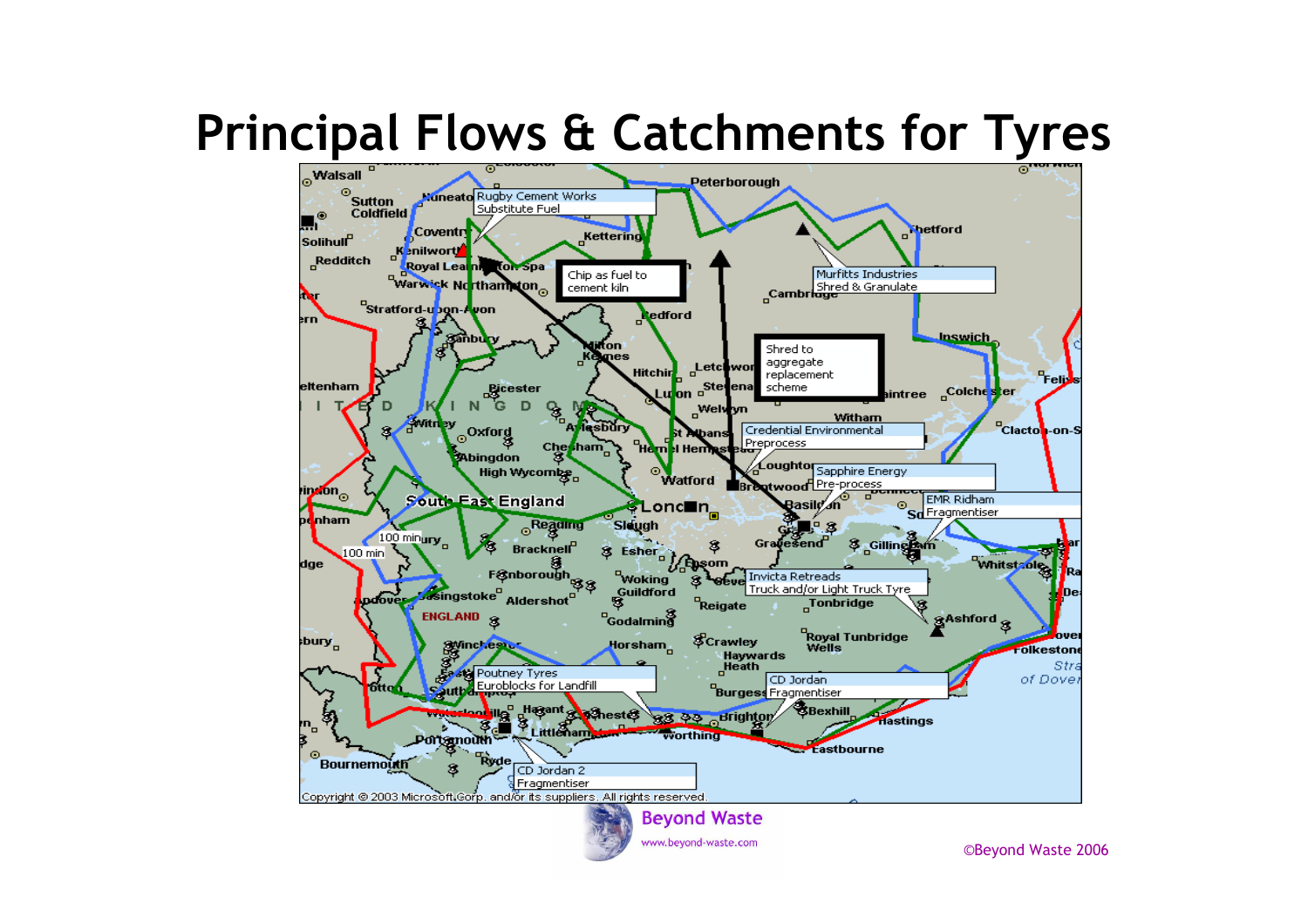# Principal Flows & Catchments for Tyres

Rugby Cement Works
Substitute Fuel

Chip as fuel to cement kiln

Murfitts Industries
Shred & Granulate

Shred to aggregate replacement scheme

Credential Environmental
Preprocess

Sapphire Energy
Pre-process

EMR Ridham
Fragmentiser

Invicta Retreads
Truck and/or Light Truck Tyre

Poutney Tyres
Euroblocks for Landfill

CD Jordan
Fragmentiser

CD Jordan 2
Fragmentiser

100 min

100 min

Copyright © 2003 Microsoft Corp. and/or its suppliers. All rights reserved.

Beyond Waste
www.beyond-waste.com

©Beyond Waste 2006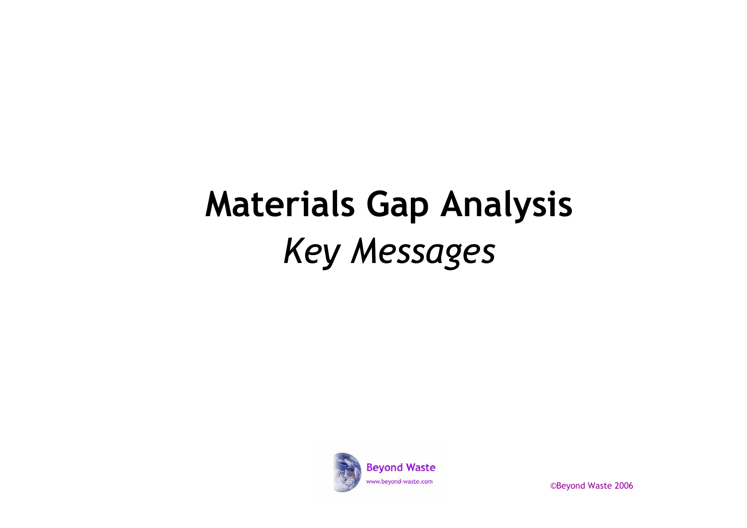# Materials Gap Analysis

*Key Messages*

Beyond Waste

www.beyond-waste.com

©Beyond Waste 2006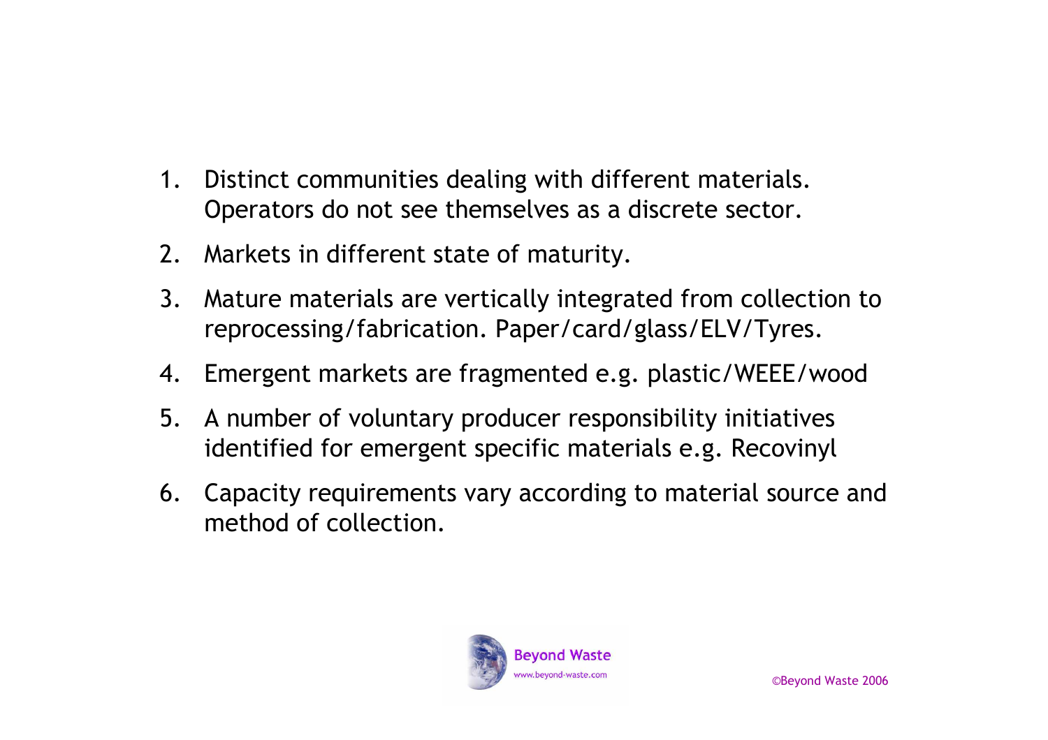1. Distinct communities dealing with different materials. Operators do not see themselves as a discrete sector.
2. Markets in different state of maturity.
3. Mature materials are vertically integrated from collection to reprocessing/fabrication. Paper/card/glass/ELV/Tyres.
4. Emergent markets are fragmented e.g. plastic/WEEE/wood
5. A number of voluntary producer responsibility initiatives identified for emergent specific materials e.g. Recovinyl
6. Capacity requirements vary according to material source and method of collection.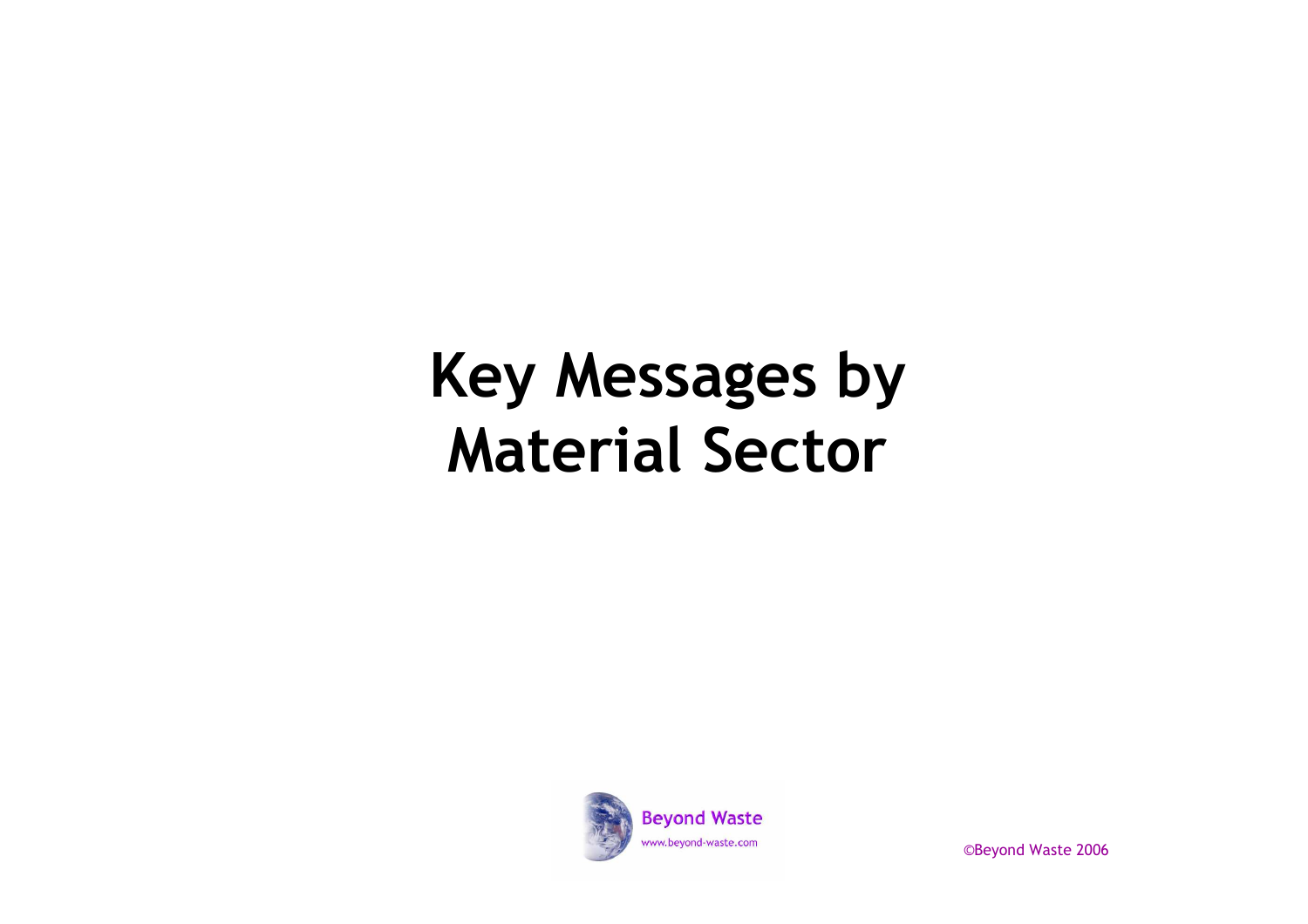# Key Messages by Material Sector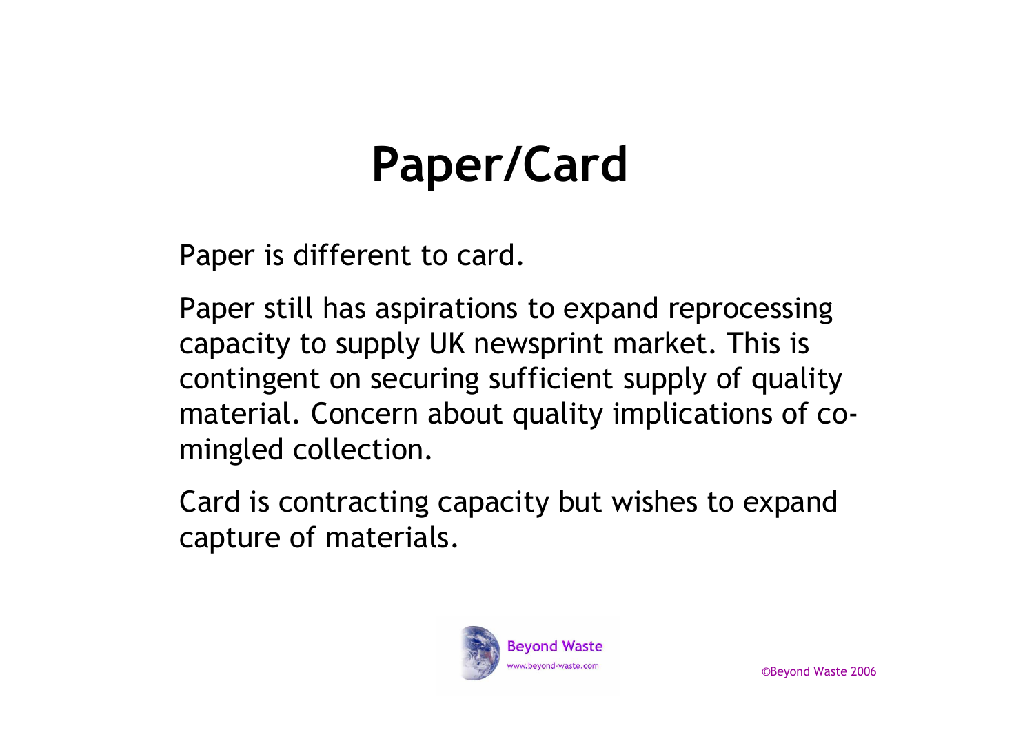# Paper/Card

Paper is different to card.

Paper still has aspirations to expand reprocessing capacity to supply UK newsprint market. This is contingent on securing sufficient supply of quality material. Concern about quality implications of co-mingled collection.

Card is contracting capacity but wishes to expand capture of materials.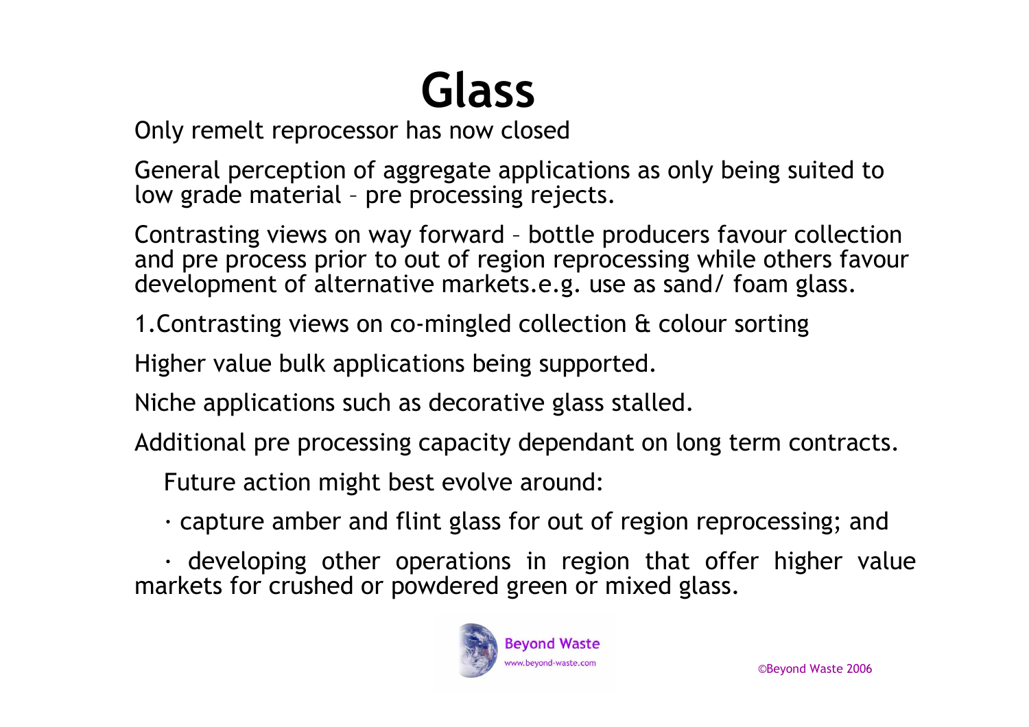# Glass

Only remelt reprocessor has now closed

General perception of aggregate applications as only being suited to low grade material – pre processing rejects.

Contrasting views on way forward – bottle producers favour collection and pre process prior to out of region reprocessing while others favour development of alternative markets.e.g. use as sand/ foam glass.

1.Contrasting views on co-mingled collection & colour sorting

Higher value bulk applications being supported.

Niche applications such as decorative glass stalled.

Additional pre processing capacity dependant on long term contracts.

Future action might best evolve around:

- capture amber and flint glass for out of region reprocessing; and
- developing other operations in region that offer higher value markets for crushed or powdered green or mixed glass.

Beyond Waste
www.beyond-waste.com

©Beyond Waste 2006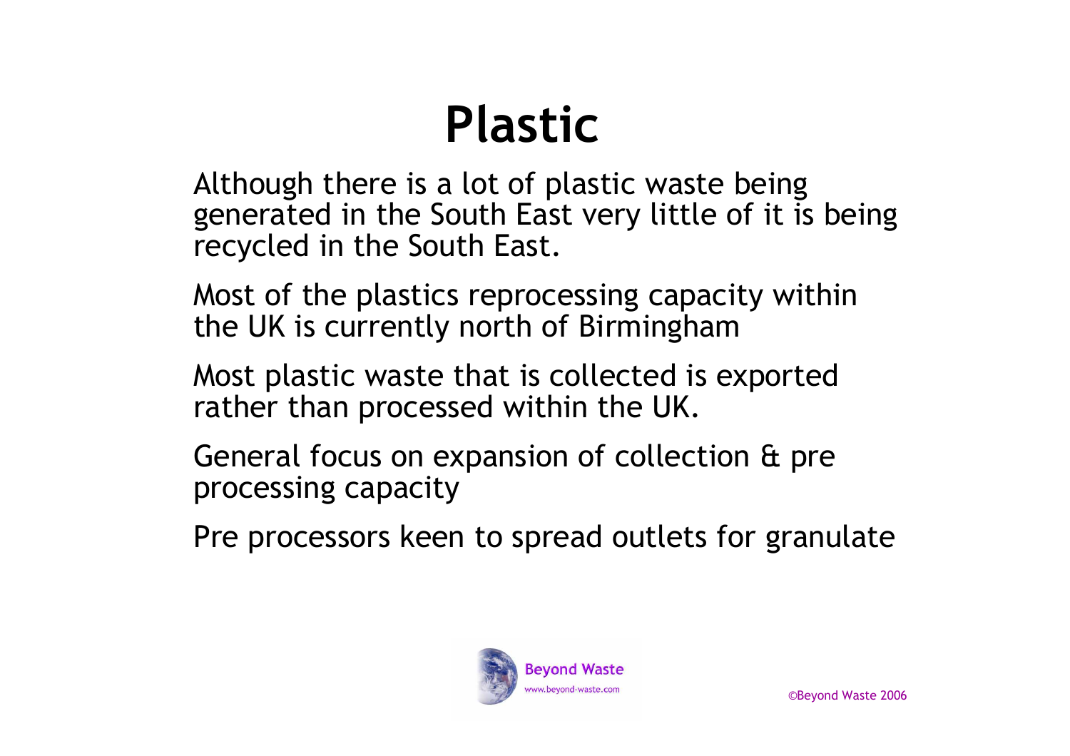# Plastic

Although there is a lot of plastic waste being generated in the South East very little of it is being recycled in the South East.

Most of the plastics reprocessing capacity within the UK is currently north of Birmingham

Most plastic waste that is collected is exported rather than processed within the UK.

General focus on expansion of collection & pre processing capacity

Pre processors keen to spread outlets for granulate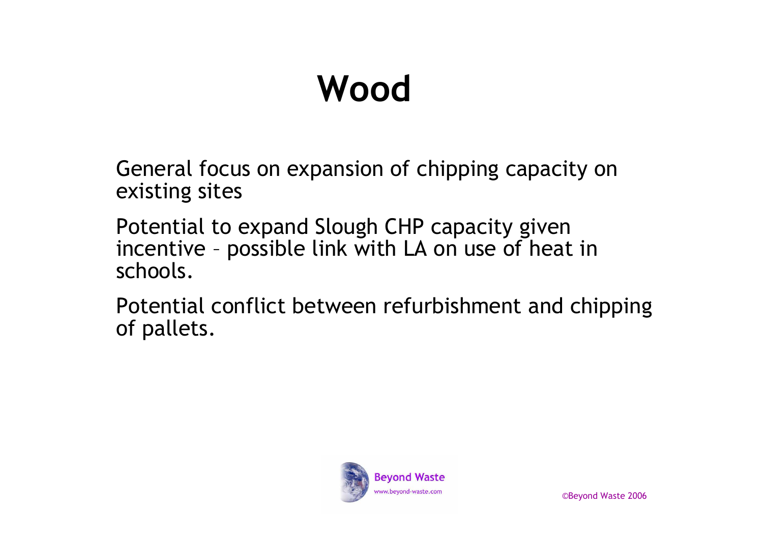# Wood

General focus on expansion of chipping capacity on existing sites

Potential to expand Slough CHP capacity given incentive – possible link with LA on use of heat in schools.

Potential conflict between refurbishment and chipping of pallets.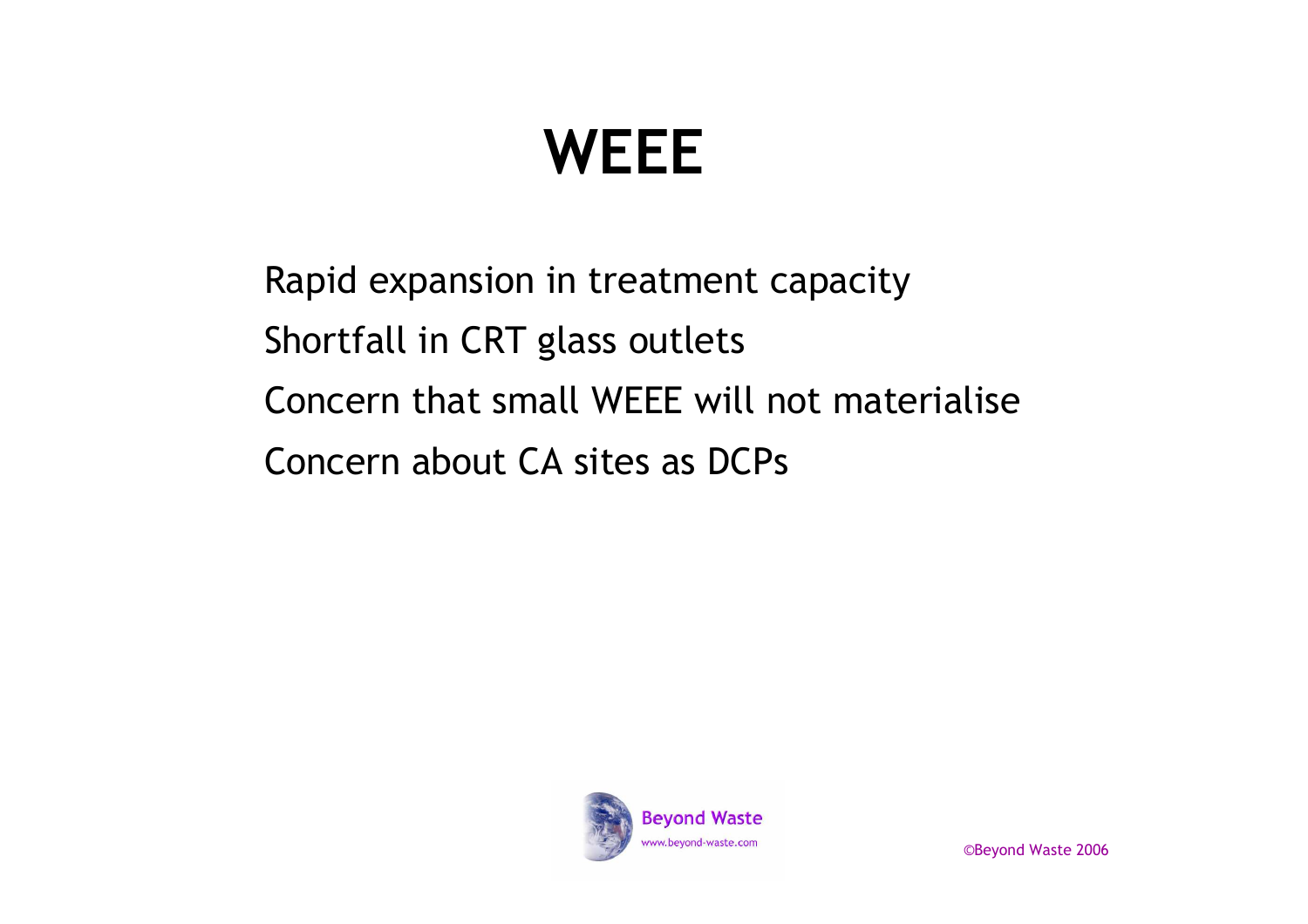# WEEE

Rapid expansion in treatment capacity

Shortfall in CRT glass outlets

Concern that small WEEE will not materialise

Concern about CA sites as DCPs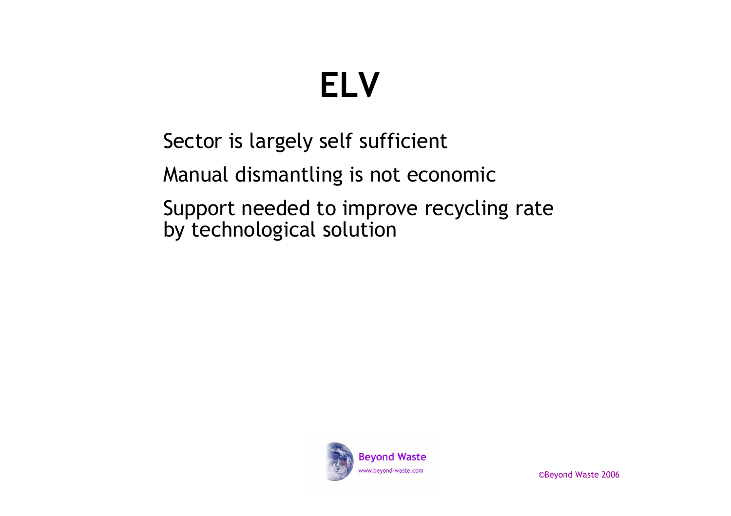# ELV

Sector is largely self sufficient

Manual dismantling is not economic

Support needed to improve recycling rate by technological solution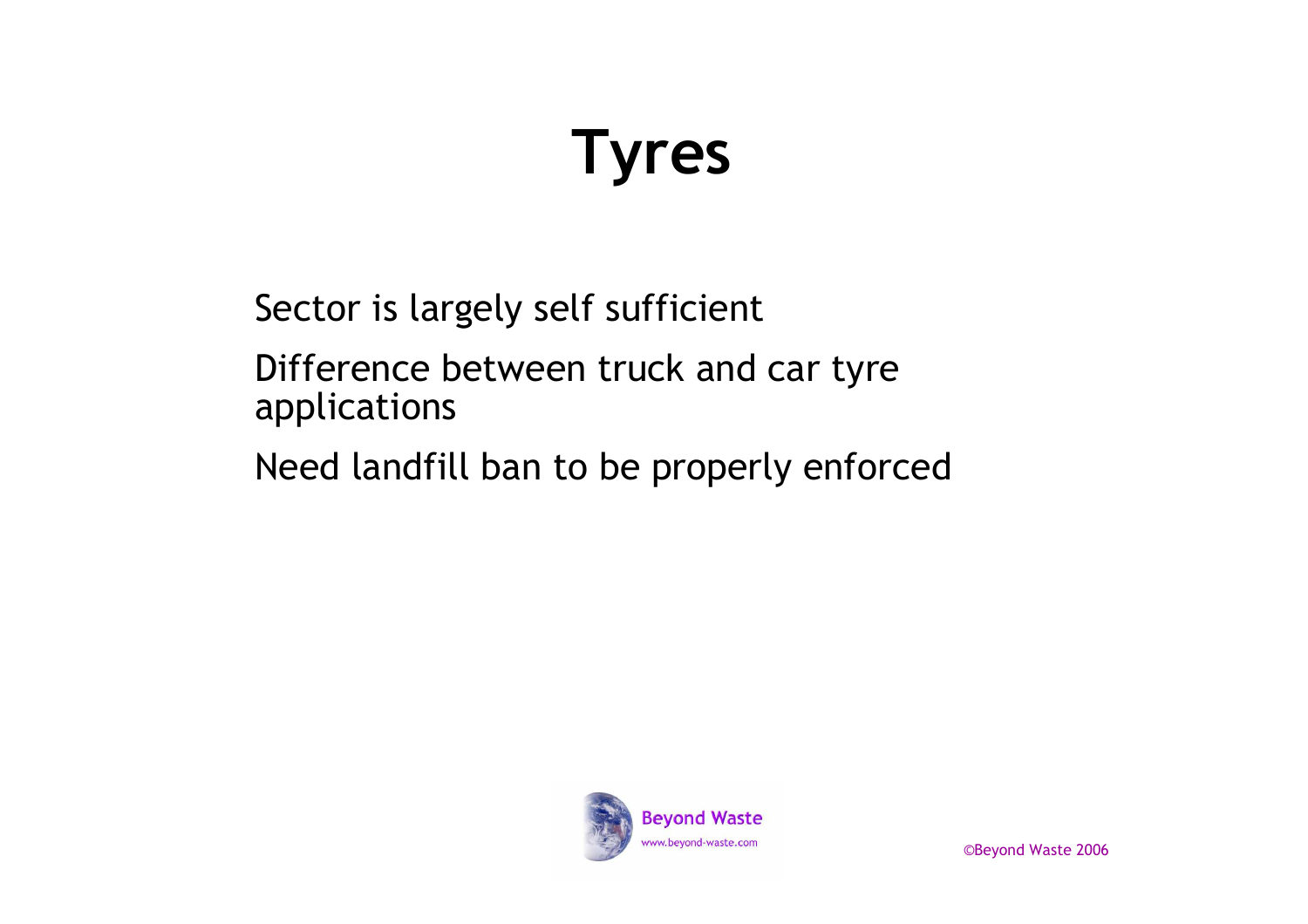# Tyres

Sector is largely self sufficient

Difference between truck and car tyre applications

Need landfill ban to be properly enforced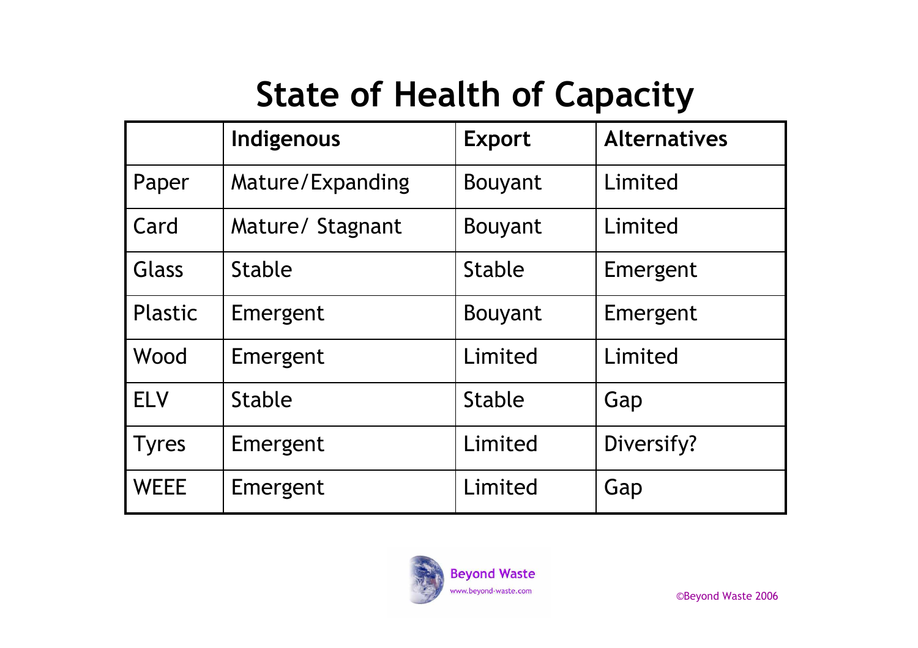# State of Health of Capacity

| | Indigenous | Export | Alternatives |
|---|---|---|---|
| Paper | Mature/Expanding | Bouyant | Limited |
| Card | Mature/ Stagnant | Bouyant | Limited |
| Glass | Stable | Stable | Emergent |
| Plastic | Emergent | Bouyant | Emergent |
| Wood | Emergent | Limited | Limited |
| ELV | Stable | Stable | Gap |
| Tyres | Emergent | Limited | Diversify? |
| WEEE | Emergent | Limited | Gap |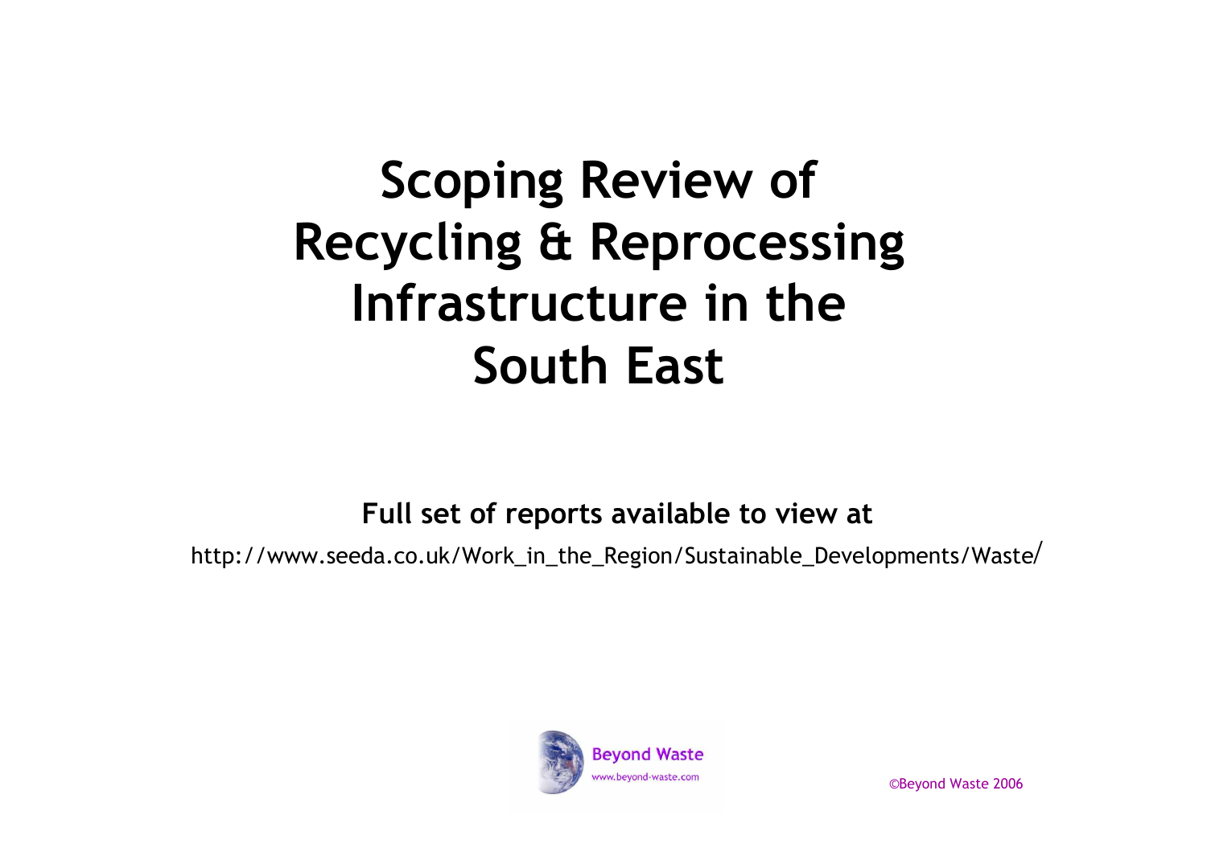# Scoping Review of Recycling & Reprocessing Infrastructure in the South East

**Full set of reports available to view at**

http://www.seeda.co.uk/Work_in_the_Region/Sustainable_Developments/Waste/

Beyond Waste

www.beyond-waste.com

©Beyond Waste 2006